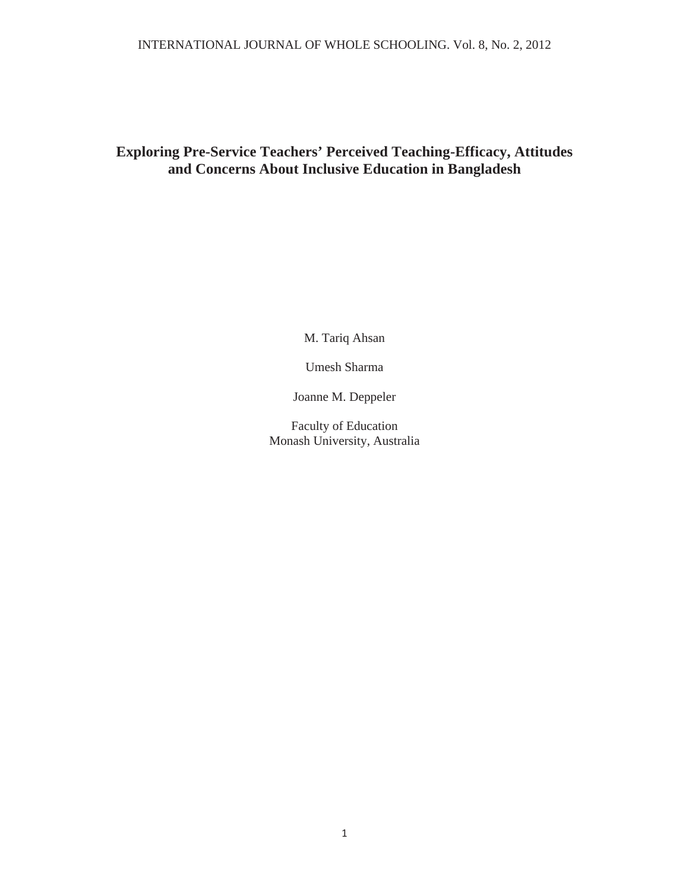# Exploring Pre-Service Teachers' Perceived Teaching-Efficacy, Attitudes and Concerns About Inclusive Education in Bangladesh

M. Tariq Ahsan

Umesh Sharma

Joanne M. Deppeler

Faculty of Education
Monash University, Australia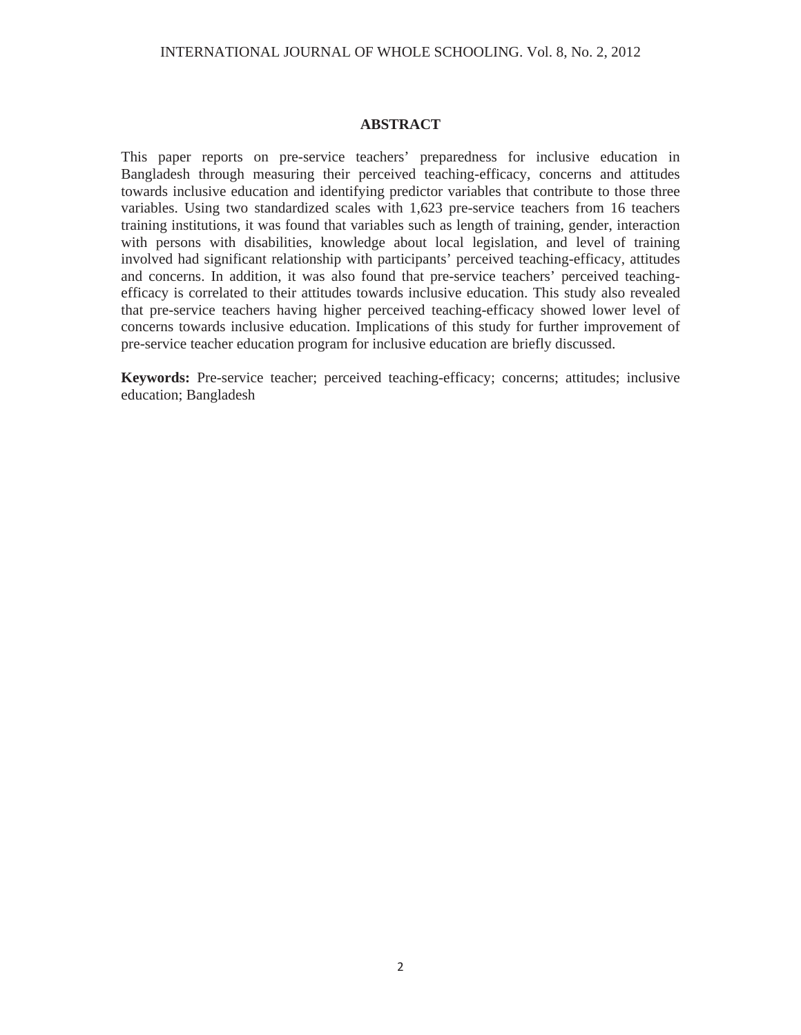## ABSTRACT

This paper reports on pre-service teachers' preparedness for inclusive education in Bangladesh through measuring their perceived teaching-efficacy, concerns and attitudes towards inclusive education and identifying predictor variables that contribute to those three variables. Using two standardized scales with 1,623 pre-service teachers from 16 teachers training institutions, it was found that variables such as length of training, gender, interaction with persons with disabilities, knowledge about local legislation, and level of training involved had significant relationship with participants' perceived teaching-efficacy, attitudes and concerns. In addition, it was also found that pre-service teachers' perceived teaching-efficacy is correlated to their attitudes towards inclusive education. This study also revealed that pre-service teachers having higher perceived teaching-efficacy showed lower level of concerns towards inclusive education. Implications of this study for further improvement of pre-service teacher education program for inclusive education are briefly discussed.

**Keywords:** Pre-service teacher; perceived teaching-efficacy; concerns; attitudes; inclusive education; Bangladesh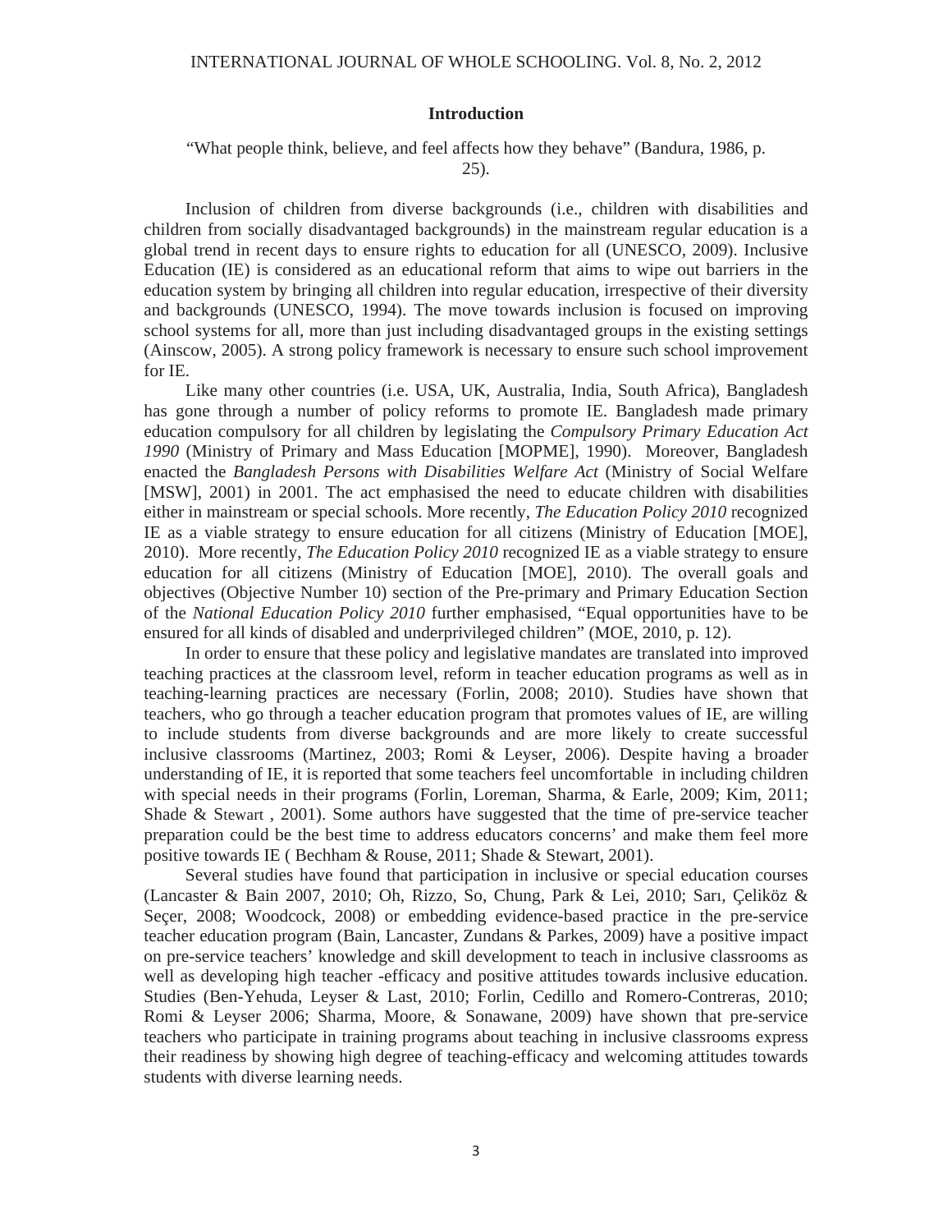## Introduction

"What people think, believe, and feel affects how they behave" (Bandura, 1986, p. 25).

Inclusion of children from diverse backgrounds (i.e., children with disabilities and children from socially disadvantaged backgrounds) in the mainstream regular education is a global trend in recent days to ensure rights to education for all (UNESCO, 2009). Inclusive Education (IE) is considered as an educational reform that aims to wipe out barriers in the education system by bringing all children into regular education, irrespective of their diversity and backgrounds (UNESCO, 1994). The move towards inclusion is focused on improving school systems for all, more than just including disadvantaged groups in the existing settings (Ainscow, 2005). A strong policy framework is necessary to ensure such school improvement for IE.

Like many other countries (i.e. USA, UK, Australia, India, South Africa), Bangladesh has gone through a number of policy reforms to promote IE. Bangladesh made primary education compulsory for all children by legislating the *Compulsory Primary Education Act 1990* (Ministry of Primary and Mass Education [MOPME], 1990). Moreover, Bangladesh enacted the *Bangladesh Persons with Disabilities Welfare Act* (Ministry of Social Welfare [MSW], 2001) in 2001. The act emphasised the need to educate children with disabilities either in mainstream or special schools. More recently, *The Education Policy 2010* recognized IE as a viable strategy to ensure education for all citizens (Ministry of Education [MOE], 2010). More recently, *The Education Policy 2010* recognized IE as a viable strategy to ensure education for all citizens (Ministry of Education [MOE], 2010). The overall goals and objectives (Objective Number 10) section of the Pre-primary and Primary Education Section of the *National Education Policy 2010* further emphasised, "Equal opportunities have to be ensured for all kinds of disabled and underprivileged children" (MOE, 2010, p. 12).

In order to ensure that these policy and legislative mandates are translated into improved teaching practices at the classroom level, reform in teacher education programs as well as in teaching-learning practices are necessary (Forlin, 2008; 2010). Studies have shown that teachers, who go through a teacher education program that promotes values of IE, are willing to include students from diverse backgrounds and are more likely to create successful inclusive classrooms (Martinez, 2003; Romi & Leyser, 2006). Despite having a broader understanding of IE, it is reported that some teachers feel uncomfortable in including children with special needs in their programs (Forlin, Loreman, Sharma, & Earle, 2009; Kim, 2011; Shade & Stewart , 2001). Some authors have suggested that the time of pre-service teacher preparation could be the best time to address educators concerns' and make them feel more positive towards IE ( Bechham & Rouse, 2011; Shade & Stewart, 2001).

Several studies have found that participation in inclusive or special education courses (Lancaster & Bain 2007, 2010; Oh, Rizzo, So, Chung, Park & Lei, 2010; Sarı, Çeliköz & Seçer, 2008; Woodcock, 2008) or embedding evidence-based practice in the pre-service teacher education program (Bain, Lancaster, Zundans & Parkes, 2009) have a positive impact on pre-service teachers' knowledge and skill development to teach in inclusive classrooms as well as developing high teacher -efficacy and positive attitudes towards inclusive education. Studies (Ben-Yehuda, Leyser & Last, 2010; Forlin, Cedillo and Romero-Contreras, 2010; Romi & Leyser 2006; Sharma, Moore, & Sonawane, 2009) have shown that pre-service teachers who participate in training programs about teaching in inclusive classrooms express their readiness by showing high degree of teaching-efficacy and welcoming attitudes towards students with diverse learning needs.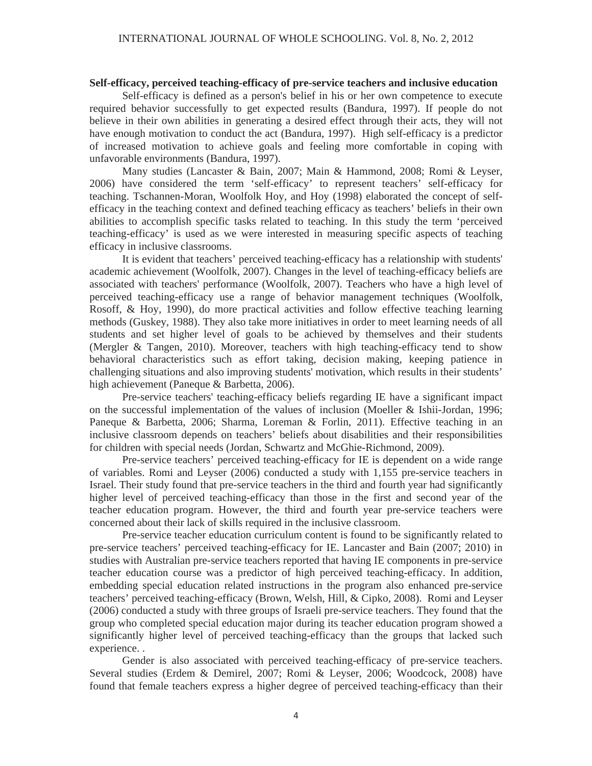**Self-efficacy, perceived teaching-efficacy of pre-service teachers and inclusive education**

Self-efficacy is defined as a person's belief in his or her own competence to execute required behavior successfully to get expected results (Bandura, 1997). If people do not believe in their own abilities in generating a desired effect through their acts, they will not have enough motivation to conduct the act (Bandura, 1997). High self-efficacy is a predictor of increased motivation to achieve goals and feeling more comfortable in coping with unfavorable environments (Bandura, 1997).

Many studies (Lancaster & Bain, 2007; Main & Hammond, 2008; Romi & Leyser, 2006) have considered the term 'self-efficacy' to represent teachers' self-efficacy for teaching. Tschannen-Moran, Woolfolk Hoy, and Hoy (1998) elaborated the concept of self-efficacy in the teaching context and defined teaching efficacy as teachers' beliefs in their own abilities to accomplish specific tasks related to teaching. In this study the term 'perceived teaching-efficacy' is used as we were interested in measuring specific aspects of teaching efficacy in inclusive classrooms.

It is evident that teachers' perceived teaching-efficacy has a relationship with students' academic achievement (Woolfolk, 2007). Changes in the level of teaching-efficacy beliefs are associated with teachers' performance (Woolfolk, 2007). Teachers who have a high level of perceived teaching-efficacy use a range of behavior management techniques (Woolfolk, Rosoff, & Hoy, 1990), do more practical activities and follow effective teaching learning methods (Guskey, 1988). They also take more initiatives in order to meet learning needs of all students and set higher level of goals to be achieved by themselves and their students (Mergler & Tangen, 2010). Moreover, teachers with high teaching-efficacy tend to show behavioral characteristics such as effort taking, decision making, keeping patience in challenging situations and also improving students' motivation, which results in their students' high achievement (Paneque & Barbetta, 2006).

Pre-service teachers' teaching-efficacy beliefs regarding IE have a significant impact on the successful implementation of the values of inclusion (Moeller & Ishii-Jordan, 1996; Paneque & Barbetta, 2006; Sharma, Loreman & Forlin, 2011). Effective teaching in an inclusive classroom depends on teachers' beliefs about disabilities and their responsibilities for children with special needs (Jordan, Schwartz and McGhie-Richmond, 2009).

Pre-service teachers' perceived teaching-efficacy for IE is dependent on a wide range of variables. Romi and Leyser (2006) conducted a study with 1,155 pre-service teachers in Israel. Their study found that pre-service teachers in the third and fourth year had significantly higher level of perceived teaching-efficacy than those in the first and second year of the teacher education program. However, the third and fourth year pre-service teachers were concerned about their lack of skills required in the inclusive classroom.

Pre-service teacher education curriculum content is found to be significantly related to pre-service teachers' perceived teaching-efficacy for IE. Lancaster and Bain (2007; 2010) in studies with Australian pre-service teachers reported that having IE components in pre-service teacher education course was a predictor of high perceived teaching-efficacy. In addition, embedding special education related instructions in the program also enhanced pre-service teachers' perceived teaching-efficacy (Brown, Welsh, Hill, & Cipko, 2008). Romi and Leyser (2006) conducted a study with three groups of Israeli pre-service teachers. They found that the group who completed special education major during its teacher education program showed a significantly higher level of perceived teaching-efficacy than the groups that lacked such experience. .

Gender is also associated with perceived teaching-efficacy of pre-service teachers. Several studies (Erdem & Demirel, 2007; Romi & Leyser, 2006; Woodcock, 2008) have found that female teachers express a higher degree of perceived teaching-efficacy than their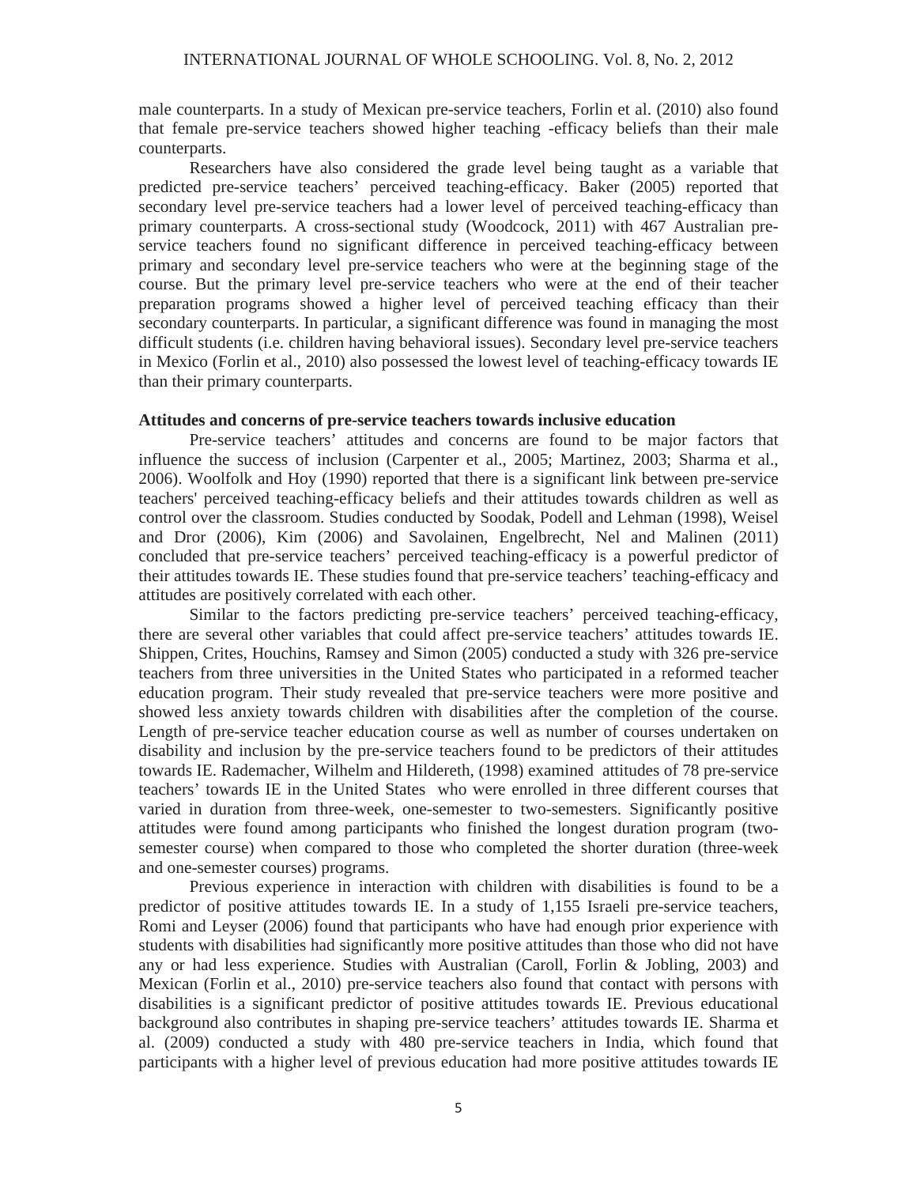male counterparts. In a study of Mexican pre-service teachers, Forlin et al. (2010) also found that female pre-service teachers showed higher teaching -efficacy beliefs than their male counterparts.

Researchers have also considered the grade level being taught as a variable that predicted pre-service teachers' perceived teaching-efficacy. Baker (2005) reported that secondary level pre-service teachers had a lower level of perceived teaching-efficacy than primary counterparts. A cross-sectional study (Woodcock, 2011) with 467 Australian pre-service teachers found no significant difference in perceived teaching-efficacy between primary and secondary level pre-service teachers who were at the beginning stage of the course. But the primary level pre-service teachers who were at the end of their teacher preparation programs showed a higher level of perceived teaching efficacy than their secondary counterparts. In particular, a significant difference was found in managing the most difficult students (i.e. children having behavioral issues). Secondary level pre-service teachers in Mexico (Forlin et al., 2010) also possessed the lowest level of teaching-efficacy towards IE than their primary counterparts.

**Attitudes and concerns of pre-service teachers towards inclusive education**

Pre-service teachers' attitudes and concerns are found to be major factors that influence the success of inclusion (Carpenter et al., 2005; Martinez, 2003; Sharma et al., 2006). Woolfolk and Hoy (1990) reported that there is a significant link between pre-service teachers' perceived teaching-efficacy beliefs and their attitudes towards children as well as control over the classroom. Studies conducted by Soodak, Podell and Lehman (1998), Weisel and Dror (2006), Kim (2006) and Savolainen, Engelbrecht, Nel and Malinen (2011) concluded that pre-service teachers' perceived teaching-efficacy is a powerful predictor of their attitudes towards IE. These studies found that pre-service teachers' teaching-efficacy and attitudes are positively correlated with each other.

Similar to the factors predicting pre-service teachers' perceived teaching-efficacy, there are several other variables that could affect pre-service teachers' attitudes towards IE. Shippen, Crites, Houchins, Ramsey and Simon (2005) conducted a study with 326 pre-service teachers from three universities in the United States who participated in a reformed teacher education program. Their study revealed that pre-service teachers were more positive and showed less anxiety towards children with disabilities after the completion of the course. Length of pre-service teacher education course as well as number of courses undertaken on disability and inclusion by the pre-service teachers found to be predictors of their attitudes towards IE. Rademacher, Wilhelm and Hildereth, (1998) examined attitudes of 78 pre-service teachers' towards IE in the United States who were enrolled in three different courses that varied in duration from three-week, one-semester to two-semesters. Significantly positive attitudes were found among participants who finished the longest duration program (two-semester course) when compared to those who completed the shorter duration (three-week and one-semester courses) programs.

Previous experience in interaction with children with disabilities is found to be a predictor of positive attitudes towards IE. In a study of 1,155 Israeli pre-service teachers, Romi and Leyser (2006) found that participants who have had enough prior experience with students with disabilities had significantly more positive attitudes than those who did not have any or had less experience. Studies with Australian (Caroll, Forlin & Jobling, 2003) and Mexican (Forlin et al., 2010) pre-service teachers also found that contact with persons with disabilities is a significant predictor of positive attitudes towards IE. Previous educational background also contributes in shaping pre-service teachers' attitudes towards IE. Sharma et al. (2009) conducted a study with 480 pre-service teachers in India, which found that participants with a higher level of previous education had more positive attitudes towards IE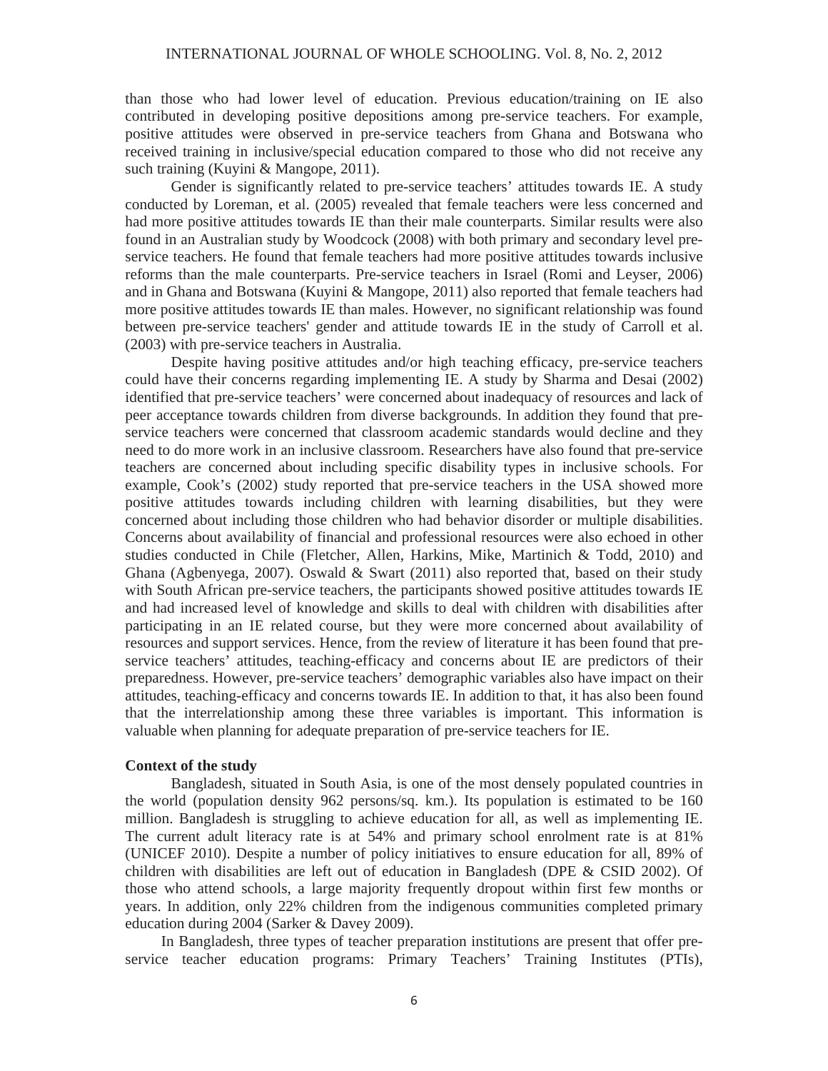than those who had lower level of education. Previous education/training on IE also contributed in developing positive depositions among pre-service teachers. For example, positive attitudes were observed in pre-service teachers from Ghana and Botswana who received training in inclusive/special education compared to those who did not receive any such training (Kuyini & Mangope, 2011).

Gender is significantly related to pre-service teachers' attitudes towards IE. A study conducted by Loreman, et al. (2005) revealed that female teachers were less concerned and had more positive attitudes towards IE than their male counterparts. Similar results were also found in an Australian study by Woodcock (2008) with both primary and secondary level pre-service teachers. He found that female teachers had more positive attitudes towards inclusive reforms than the male counterparts. Pre-service teachers in Israel (Romi and Leyser, 2006) and in Ghana and Botswana (Kuyini & Mangope, 2011) also reported that female teachers had more positive attitudes towards IE than males. However, no significant relationship was found between pre-service teachers' gender and attitude towards IE in the study of Carroll et al. (2003) with pre-service teachers in Australia.

Despite having positive attitudes and/or high teaching efficacy, pre-service teachers could have their concerns regarding implementing IE. A study by Sharma and Desai (2002) identified that pre-service teachers' were concerned about inadequacy of resources and lack of peer acceptance towards children from diverse backgrounds. In addition they found that pre-service teachers were concerned that classroom academic standards would decline and they need to do more work in an inclusive classroom. Researchers have also found that pre-service teachers are concerned about including specific disability types in inclusive schools. For example, Cook's (2002) study reported that pre-service teachers in the USA showed more positive attitudes towards including children with learning disabilities, but they were concerned about including those children who had behavior disorder or multiple disabilities. Concerns about availability of financial and professional resources were also echoed in other studies conducted in Chile (Fletcher, Allen, Harkins, Mike, Martinich & Todd, 2010) and Ghana (Agbenyega, 2007). Oswald & Swart (2011) also reported that, based on their study with South African pre-service teachers, the participants showed positive attitudes towards IE and had increased level of knowledge and skills to deal with children with disabilities after participating in an IE related course, but they were more concerned about availability of resources and support services. Hence, from the review of literature it has been found that pre-service teachers' attitudes, teaching-efficacy and concerns about IE are predictors of their preparedness. However, pre-service teachers' demographic variables also have impact on their attitudes, teaching-efficacy and concerns towards IE. In addition to that, it has also been found that the interrelationship among these three variables is important. This information is valuable when planning for adequate preparation of pre-service teachers for IE.

**Context of the study**

Bangladesh, situated in South Asia, is one of the most densely populated countries in the world (population density 962 persons/sq. km.). Its population is estimated to be 160 million. Bangladesh is struggling to achieve education for all, as well as implementing IE. The current adult literacy rate is at 54% and primary school enrolment rate is at 81% (UNICEF 2010). Despite a number of policy initiatives to ensure education for all, 89% of children with disabilities are left out of education in Bangladesh (DPE & CSID 2002). Of those who attend schools, a large majority frequently dropout within first few months or years. In addition, only 22% children from the indigenous communities completed primary education during 2004 (Sarker & Davey 2009).

In Bangladesh, three types of teacher preparation institutions are present that offer pre-service teacher education programs: Primary Teachers' Training Institutes (PTIs),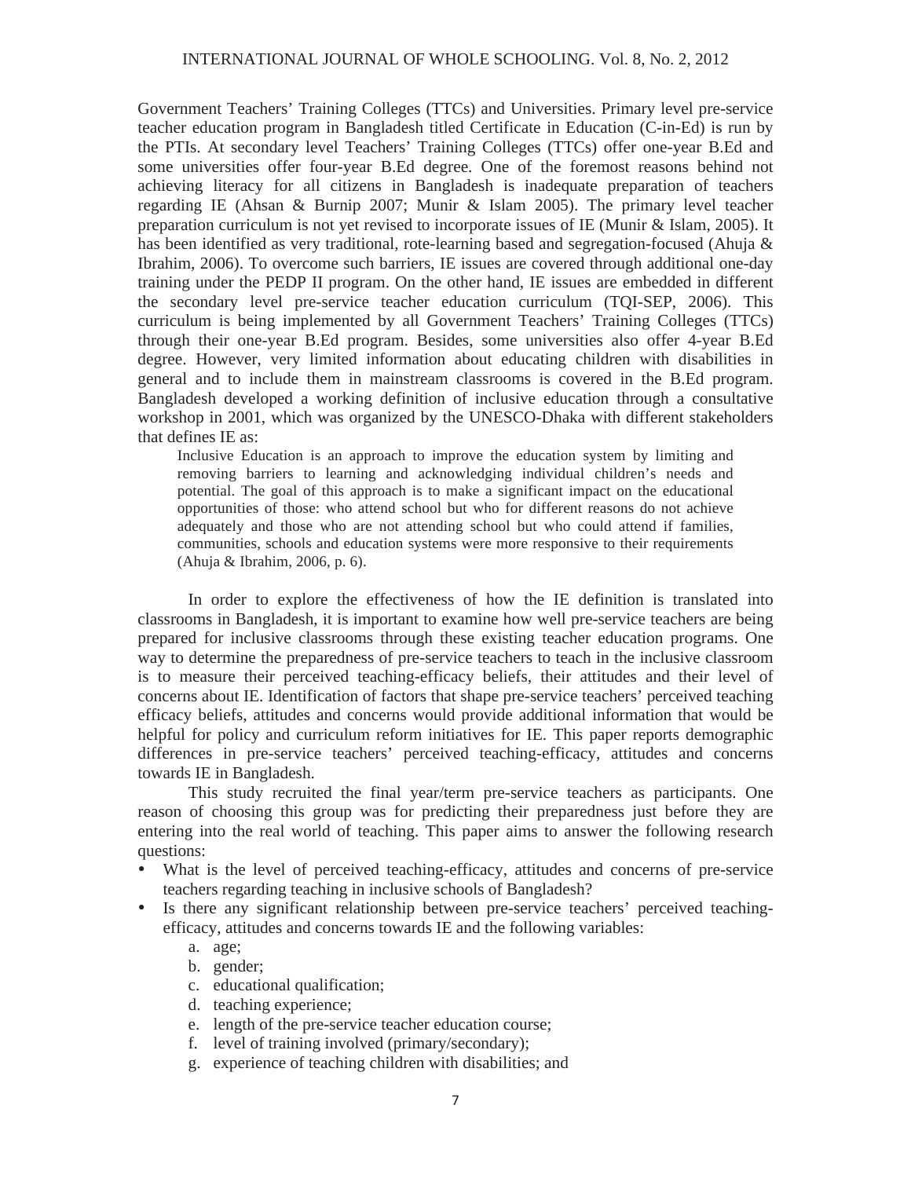Government Teachers' Training Colleges (TTCs) and Universities. Primary level pre-service teacher education program in Bangladesh titled Certificate in Education (C-in-Ed) is run by the PTIs. At secondary level Teachers' Training Colleges (TTCs) offer one-year B.Ed and some universities offer four-year B.Ed degree. One of the foremost reasons behind not achieving literacy for all citizens in Bangladesh is inadequate preparation of teachers regarding IE (Ahsan & Burnip 2007; Munir & Islam 2005). The primary level teacher preparation curriculum is not yet revised to incorporate issues of IE (Munir & Islam, 2005). It has been identified as very traditional, rote-learning based and segregation-focused (Ahuja & Ibrahim, 2006). To overcome such barriers, IE issues are covered through additional one-day training under the PEDP II program. On the other hand, IE issues are embedded in different the secondary level pre-service teacher education curriculum (TQI-SEP, 2006). This curriculum is being implemented by all Government Teachers' Training Colleges (TTCs) through their one-year B.Ed program. Besides, some universities also offer 4-year B.Ed degree. However, very limited information about educating children with disabilities in general and to include them in mainstream classrooms is covered in the B.Ed program. Bangladesh developed a working definition of inclusive education through a consultative workshop in 2001, which was organized by the UNESCO-Dhaka with different stakeholders that defines IE as:

> Inclusive Education is an approach to improve the education system by limiting and removing barriers to learning and acknowledging individual children's needs and potential. The goal of this approach is to make a significant impact on the educational opportunities of those: who attend school but who for different reasons do not achieve adequately and those who are not attending school but who could attend if families, communities, schools and education systems were more responsive to their requirements (Ahuja & Ibrahim, 2006, p. 6).

In order to explore the effectiveness of how the IE definition is translated into classrooms in Bangladesh, it is important to examine how well pre-service teachers are being prepared for inclusive classrooms through these existing teacher education programs. One way to determine the preparedness of pre-service teachers to teach in the inclusive classroom is to measure their perceived teaching-efficacy beliefs, their attitudes and their level of concerns about IE. Identification of factors that shape pre-service teachers' perceived teaching efficacy beliefs, attitudes and concerns would provide additional information that would be helpful for policy and curriculum reform initiatives for IE. This paper reports demographic differences in pre-service teachers' perceived teaching-efficacy, attitudes and concerns towards IE in Bangladesh.

This study recruited the final year/term pre-service teachers as participants. One reason of choosing this group was for predicting their preparedness just before they are entering into the real world of teaching. This paper aims to answer the following research questions:

- What is the level of perceived teaching-efficacy, attitudes and concerns of pre-service teachers regarding teaching in inclusive schools of Bangladesh?
- Is there any significant relationship between pre-service teachers' perceived teaching-efficacy, attitudes and concerns towards IE and the following variables:
  a. age;
  b. gender;
  c. educational qualification;
  d. teaching experience;
  e. length of the pre-service teacher education course;
  f. level of training involved (primary/secondary);
  g. experience of teaching children with disabilities; and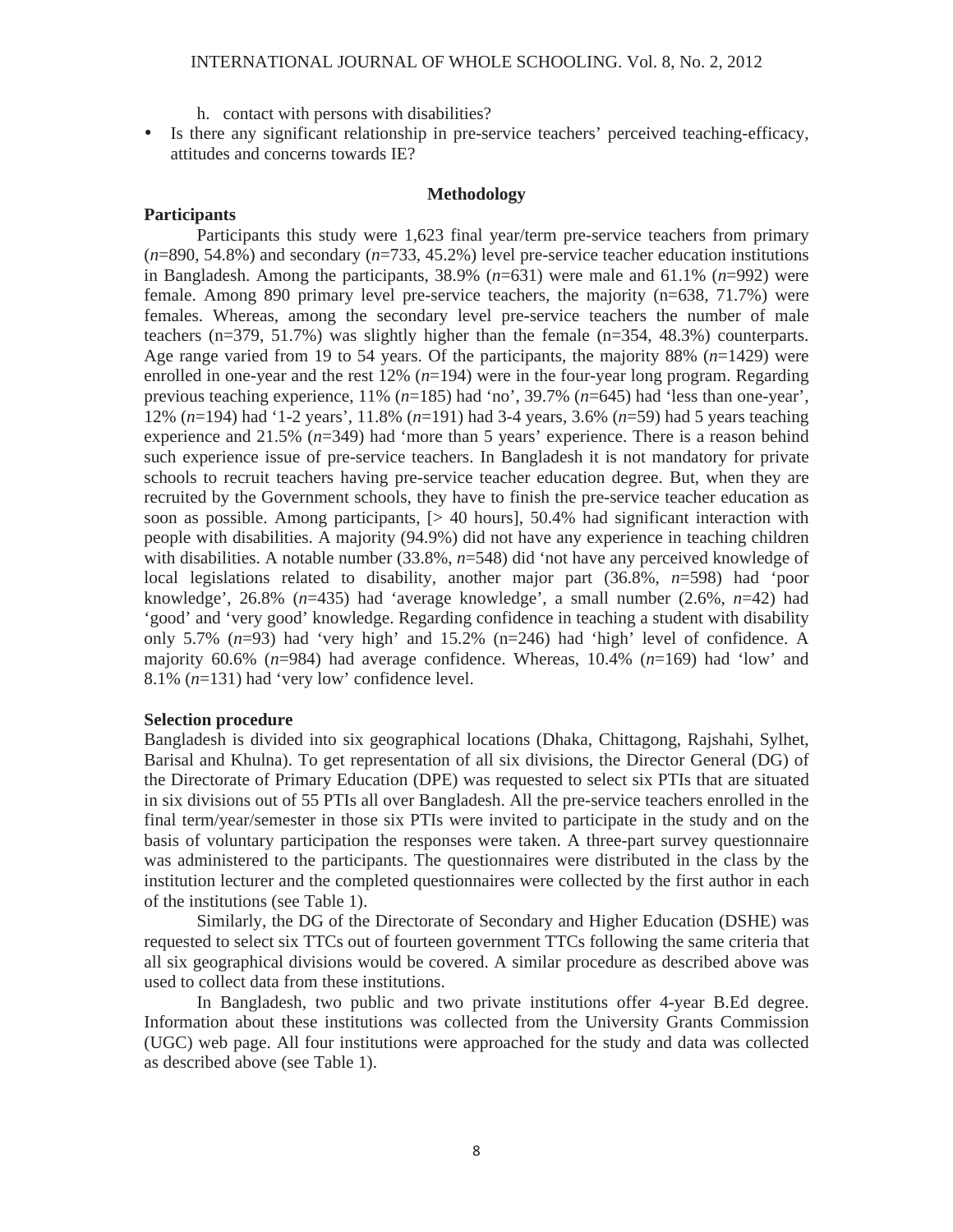h. contact with persons with disabilities?

- Is there any significant relationship in pre-service teachers' perceived teaching-efficacy, attitudes and concerns towards IE?

## Methodology

### Participants

Participants this study were 1,623 final year/term pre-service teachers from primary (*n*=890, 54.8%) and secondary (*n*=733, 45.2%) level pre-service teacher education institutions in Bangladesh. Among the participants, 38.9% (*n*=631) were male and 61.1% (*n*=992) were female. Among 890 primary level pre-service teachers, the majority (n=638, 71.7%) were females. Whereas, among the secondary level pre-service teachers the number of male teachers (n=379, 51.7%) was slightly higher than the female (n=354, 48.3%) counterparts. Age range varied from 19 to 54 years. Of the participants, the majority 88% (*n*=1429) were enrolled in one-year and the rest 12% (*n*=194) were in the four-year long program. Regarding previous teaching experience, 11% (*n*=185) had 'no', 39.7% (*n*=645) had 'less than one-year', 12% (*n*=194) had '1-2 years', 11.8% (*n*=191) had 3-4 years, 3.6% (*n*=59) had 5 years teaching experience and 21.5% (*n*=349) had 'more than 5 years' experience. There is a reason behind such experience issue of pre-service teachers. In Bangladesh it is not mandatory for private schools to recruit teachers having pre-service teacher education degree. But, when they are recruited by the Government schools, they have to finish the pre-service teacher education as soon as possible. Among participants, [> 40 hours], 50.4% had significant interaction with people with disabilities. A majority (94.9%) did not have any experience in teaching children with disabilities. A notable number (33.8%, *n*=548) did 'not have any perceived knowledge of local legislations related to disability, another major part (36.8%, *n*=598) had 'poor knowledge', 26.8% (*n*=435) had 'average knowledge', a small number (2.6%, *n*=42) had 'good' and 'very good' knowledge. Regarding confidence in teaching a student with disability only 5.7% (*n*=93) had 'very high' and 15.2% (n=246) had 'high' level of confidence. A majority 60.6% (*n*=984) had average confidence. Whereas, 10.4% (*n*=169) had 'low' and 8.1% (*n*=131) had 'very low' confidence level.

### Selection procedure

Bangladesh is divided into six geographical locations (Dhaka, Chittagong, Rajshahi, Sylhet, Barisal and Khulna). To get representation of all six divisions, the Director General (DG) of the Directorate of Primary Education (DPE) was requested to select six PTIs that are situated in six divisions out of 55 PTIs all over Bangladesh. All the pre-service teachers enrolled in the final term/year/semester in those six PTIs were invited to participate in the study and on the basis of voluntary participation the responses were taken. A three-part survey questionnaire was administered to the participants. The questionnaires were distributed in the class by the institution lecturer and the completed questionnaires were collected by the first author in each of the institutions (see Table 1).

Similarly, the DG of the Directorate of Secondary and Higher Education (DSHE) was requested to select six TTCs out of fourteen government TTCs following the same criteria that all six geographical divisions would be covered. A similar procedure as described above was used to collect data from these institutions.

In Bangladesh, two public and two private institutions offer 4-year B.Ed degree. Information about these institutions was collected from the University Grants Commission (UGC) web page. All four institutions were approached for the study and data was collected as described above (see Table 1).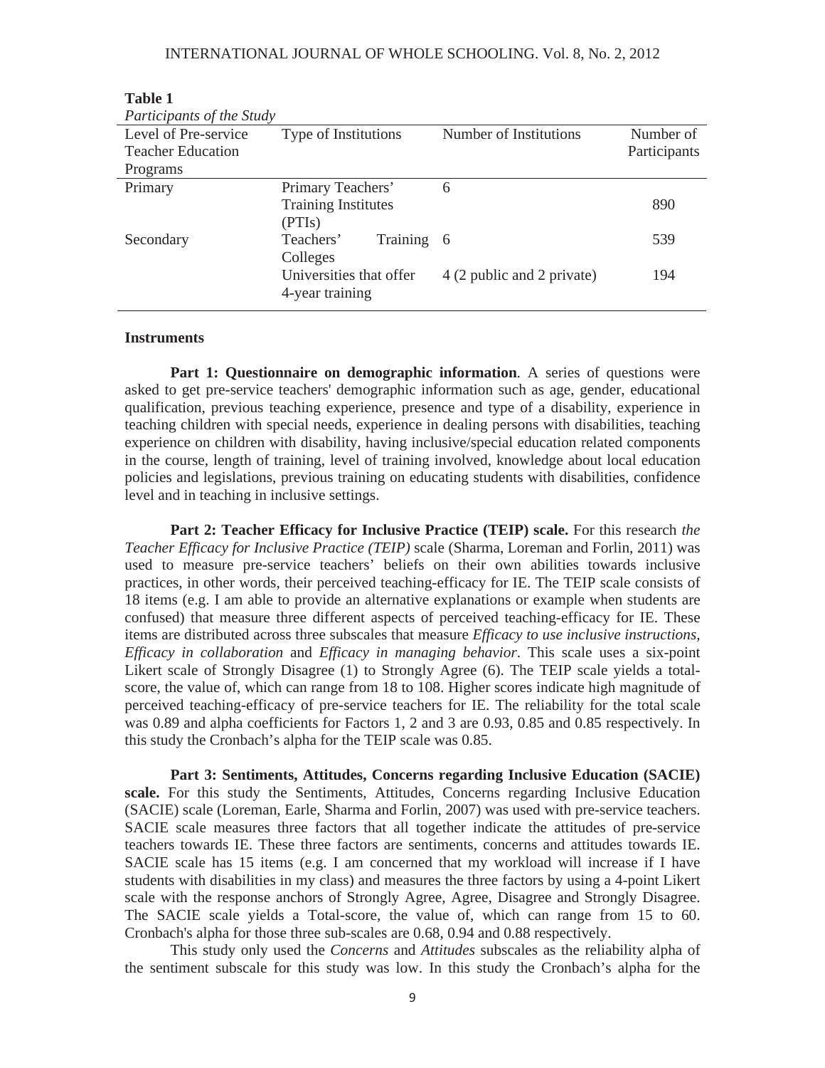**Table 1**

*Participants of the Study*

| Level of Pre-service Teacher Education Programs | Type of Institutions | Number of Institutions | Number of Participants |
|---|---|---|---|
| Primary | Primary Teachers' Training Institutes (PTIs) | 6 | 890 |
| Secondary | Teachers' Training Colleges | 6 | 539 |
| | Universities that offer 4-year training | 4 (2 public and 2 private) | 194 |

### Instruments

**Part 1: Questionnaire on demographic information**. A series of questions were asked to get pre-service teachers' demographic information such as age, gender, educational qualification, previous teaching experience, presence and type of a disability, experience in teaching children with special needs, experience in dealing persons with disabilities, teaching experience on children with disability, having inclusive/special education related components in the course, length of training, level of training involved, knowledge about local education policies and legislations, previous training on educating students with disabilities, confidence level and in teaching in inclusive settings.

**Part 2: Teacher Efficacy for Inclusive Practice (TEIP) scale.** For this research *the Teacher Efficacy for Inclusive Practice (TEIP)* scale (Sharma, Loreman and Forlin, 2011) was used to measure pre-service teachers' beliefs on their own abilities towards inclusive practices, in other words, their perceived teaching-efficacy for IE. The TEIP scale consists of 18 items (e.g. I am able to provide an alternative explanations or example when students are confused) that measure three different aspects of perceived teaching-efficacy for IE. These items are distributed across three subscales that measure *Efficacy to use inclusive instructions*, *Efficacy in collaboration* and *Efficacy in managing behavior*. This scale uses a six-point Likert scale of Strongly Disagree (1) to Strongly Agree (6). The TEIP scale yields a total-score, the value of, which can range from 18 to 108. Higher scores indicate high magnitude of perceived teaching-efficacy of pre-service teachers for IE. The reliability for the total scale was 0.89 and alpha coefficients for Factors 1, 2 and 3 are 0.93, 0.85 and 0.85 respectively. In this study the Cronbach's alpha for the TEIP scale was 0.85.

**Part 3: Sentiments, Attitudes, Concerns regarding Inclusive Education (SACIE) scale.** For this study the Sentiments, Attitudes, Concerns regarding Inclusive Education (SACIE) scale (Loreman, Earle, Sharma and Forlin, 2007) was used with pre-service teachers. SACIE scale measures three factors that all together indicate the attitudes of pre-service teachers towards IE. These three factors are sentiments, concerns and attitudes towards IE. SACIE scale has 15 items (e.g. I am concerned that my workload will increase if I have students with disabilities in my class) and measures the three factors by using a 4-point Likert scale with the response anchors of Strongly Agree, Agree, Disagree and Strongly Disagree. The SACIE scale yields a Total-score, the value of, which can range from 15 to 60. Cronbach's alpha for those three sub-scales are 0.68, 0.94 and 0.88 respectively.

This study only used the *Concerns* and *Attitudes* subscales as the reliability alpha of the sentiment subscale for this study was low. In this study the Cronbach's alpha for the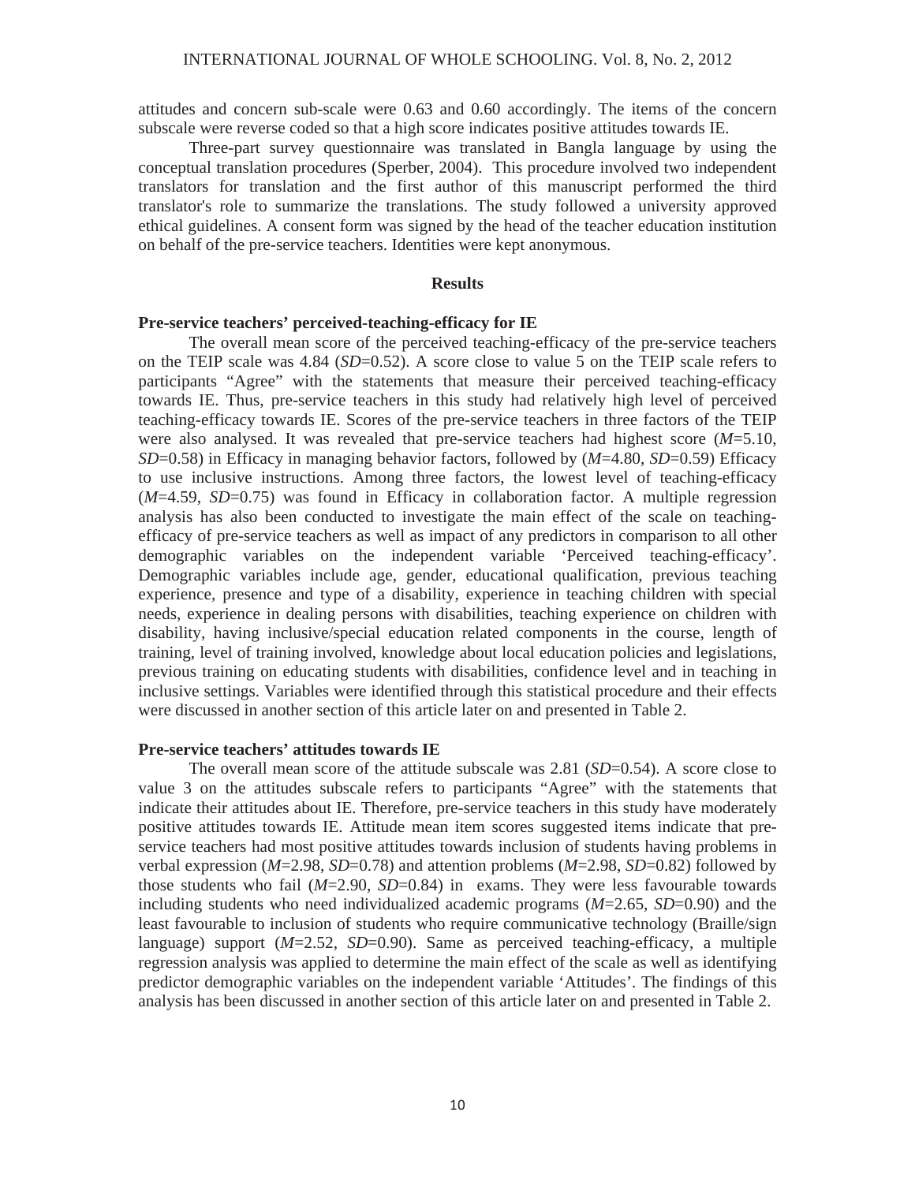attitudes and concern sub-scale were 0.63 and 0.60 accordingly. The items of the concern subscale were reverse coded so that a high score indicates positive attitudes towards IE.

Three-part survey questionnaire was translated in Bangla language by using the conceptual translation procedures (Sperber, 2004). This procedure involved two independent translators for translation and the first author of this manuscript performed the third translator's role to summarize the translations. The study followed a university approved ethical guidelines. A consent form was signed by the head of the teacher education institution on behalf of the pre-service teachers. Identities were kept anonymous.

## Results

### Pre-service teachers' perceived-teaching-efficacy for IE

The overall mean score of the perceived teaching-efficacy of the pre-service teachers on the TEIP scale was 4.84 (*SD*=0.52). A score close to value 5 on the TEIP scale refers to participants "Agree" with the statements that measure their perceived teaching-efficacy towards IE. Thus, pre-service teachers in this study had relatively high level of perceived teaching-efficacy towards IE. Scores of the pre-service teachers in three factors of the TEIP were also analysed. It was revealed that pre-service teachers had highest score (*M*=5.10, *SD*=0.58) in Efficacy in managing behavior factors, followed by (*M*=4.80, *SD*=0.59) Efficacy to use inclusive instructions. Among three factors, the lowest level of teaching-efficacy (*M*=4.59, *SD*=0.75) was found in Efficacy in collaboration factor. A multiple regression analysis has also been conducted to investigate the main effect of the scale on teaching-efficacy of pre-service teachers as well as impact of any predictors in comparison to all other demographic variables on the independent variable 'Perceived teaching-efficacy'. Demographic variables include age, gender, educational qualification, previous teaching experience, presence and type of a disability, experience in teaching children with special needs, experience in dealing persons with disabilities, teaching experience on children with disability, having inclusive/special education related components in the course, length of training, level of training involved, knowledge about local education policies and legislations, previous training on educating students with disabilities, confidence level and in teaching in inclusive settings. Variables were identified through this statistical procedure and their effects were discussed in another section of this article later on and presented in Table 2.

### Pre-service teachers' attitudes towards IE

The overall mean score of the attitude subscale was 2.81 (*SD*=0.54). A score close to value 3 on the attitudes subscale refers to participants "Agree" with the statements that indicate their attitudes about IE. Therefore, pre-service teachers in this study have moderately positive attitudes towards IE. Attitude mean item scores suggested items indicate that pre-service teachers had most positive attitudes towards inclusion of students having problems in verbal expression (*M*=2.98, *SD*=0.78) and attention problems (*M*=2.98, *SD*=0.82) followed by those students who fail (*M*=2.90, *SD*=0.84) in exams. They were less favourable towards including students who need individualized academic programs (*M*=2.65, *SD*=0.90) and the least favourable to inclusion of students who require communicative technology (Braille/sign language) support (*M*=2.52, *SD*=0.90). Same as perceived teaching-efficacy, a multiple regression analysis was applied to determine the main effect of the scale as well as identifying predictor demographic variables on the independent variable 'Attitudes'. The findings of this analysis has been discussed in another section of this article later on and presented in Table 2.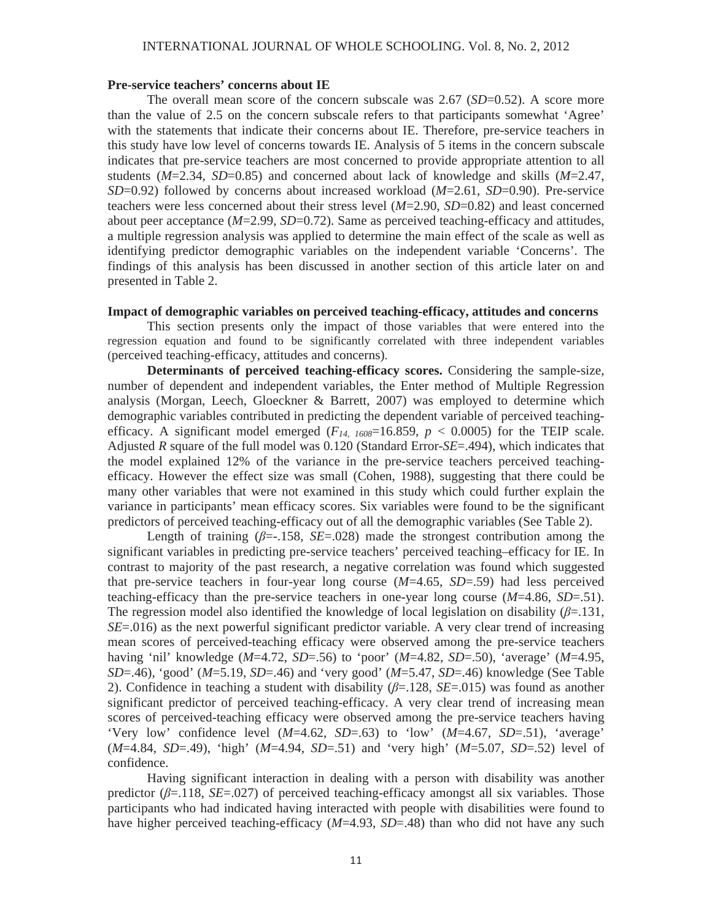**Pre-service teachers' concerns about IE**

The overall mean score of the concern subscale was 2.67 (*SD*=0.52). A score more than the value of 2.5 on the concern subscale refers to that participants somewhat 'Agree' with the statements that indicate their concerns about IE. Therefore, pre-service teachers in this study have low level of concerns towards IE. Analysis of 5 items in the concern subscale indicates that pre-service teachers are most concerned to provide appropriate attention to all students (*M*=2.34, *SD*=0.85) and concerned about lack of knowledge and skills (*M*=2.47, *SD*=0.92) followed by concerns about increased workload (*M*=2.61, *SD*=0.90). Pre-service teachers were less concerned about their stress level (*M*=2.90, *SD*=0.82) and least concerned about peer acceptance (*M*=2.99, *SD*=0.72). Same as perceived teaching-efficacy and attitudes, a multiple regression analysis was applied to determine the main effect of the scale as well as identifying predictor demographic variables on the independent variable 'Concerns'. The findings of this analysis has been discussed in another section of this article later on and presented in Table 2.

**Impact of demographic variables on perceived teaching-efficacy, attitudes and concerns**

This section presents only the impact of those variables that were entered into the regression equation and found to be significantly correlated with three independent variables (perceived teaching-efficacy, attitudes and concerns).

**Determinants of perceived teaching-efficacy scores.** Considering the sample-size, number of dependent and independent variables, the Enter method of Multiple Regression analysis (Morgan, Leech, Gloeckner & Barrett, 2007) was employed to determine which demographic variables contributed in predicting the dependent variable of perceived teaching-efficacy. A significant model emerged ($F_{14,\ 1608}$=16.859, $p$ < 0.0005) for the TEIP scale. Adjusted *R* square of the full model was 0.120 (Standard Error-*SE*=.494), which indicates that the model explained 12% of the variance in the pre-service teachers perceived teaching-efficacy. However the effect size was small (Cohen, 1988), suggesting that there could be many other variables that were not examined in this study which could further explain the variance in participants' mean efficacy scores. Six variables were found to be the significant predictors of perceived teaching-efficacy out of all the demographic variables (See Table 2).

Length of training ($\beta$=-.158, *SE*=.028) made the strongest contribution among the significant variables in predicting pre-service teachers' perceived teaching–efficacy for IE. In contrast to majority of the past research, a negative correlation was found which suggested that pre-service teachers in four-year long course (*M*=4.65, *SD*=.59) had less perceived teaching-efficacy than the pre-service teachers in one-year long course (*M*=4.86, *SD*=.51). The regression model also identified the knowledge of local legislation on disability ($\beta$=.131, *SE*=.016) as the next powerful significant predictor variable. A very clear trend of increasing mean scores of perceived-teaching efficacy were observed among the pre-service teachers having 'nil' knowledge (*M*=4.72, *SD*=.56) to 'poor' (*M*=4.82, *SD*=.50), 'average' (*M*=4.95, *SD*=.46), 'good' (*M*=5.19, *SD*=.46) and 'very good' (*M*=5.47, *SD*=.46) knowledge (See Table 2). Confidence in teaching a student with disability ($\beta$=.128, *SE*=.015) was found as another significant predictor of perceived teaching-efficacy. A very clear trend of increasing mean scores of perceived-teaching efficacy were observed among the pre-service teachers having 'Very low' confidence level (*M*=4.62, *SD*=.63) to 'low' (*M*=4.67, *SD*=.51), 'average' (*M*=4.84, *SD*=.49), 'high' (*M*=4.94, *SD*=.51) and 'very high' (*M*=5.07, *SD*=.52) level of confidence.

Having significant interaction in dealing with a person with disability was another predictor ($\beta$=.118, *SE*=.027) of perceived teaching-efficacy amongst all six variables. Those participants who had indicated having interacted with people with disabilities were found to have higher perceived teaching-efficacy (*M*=4.93, *SD*=.48) than who did not have any such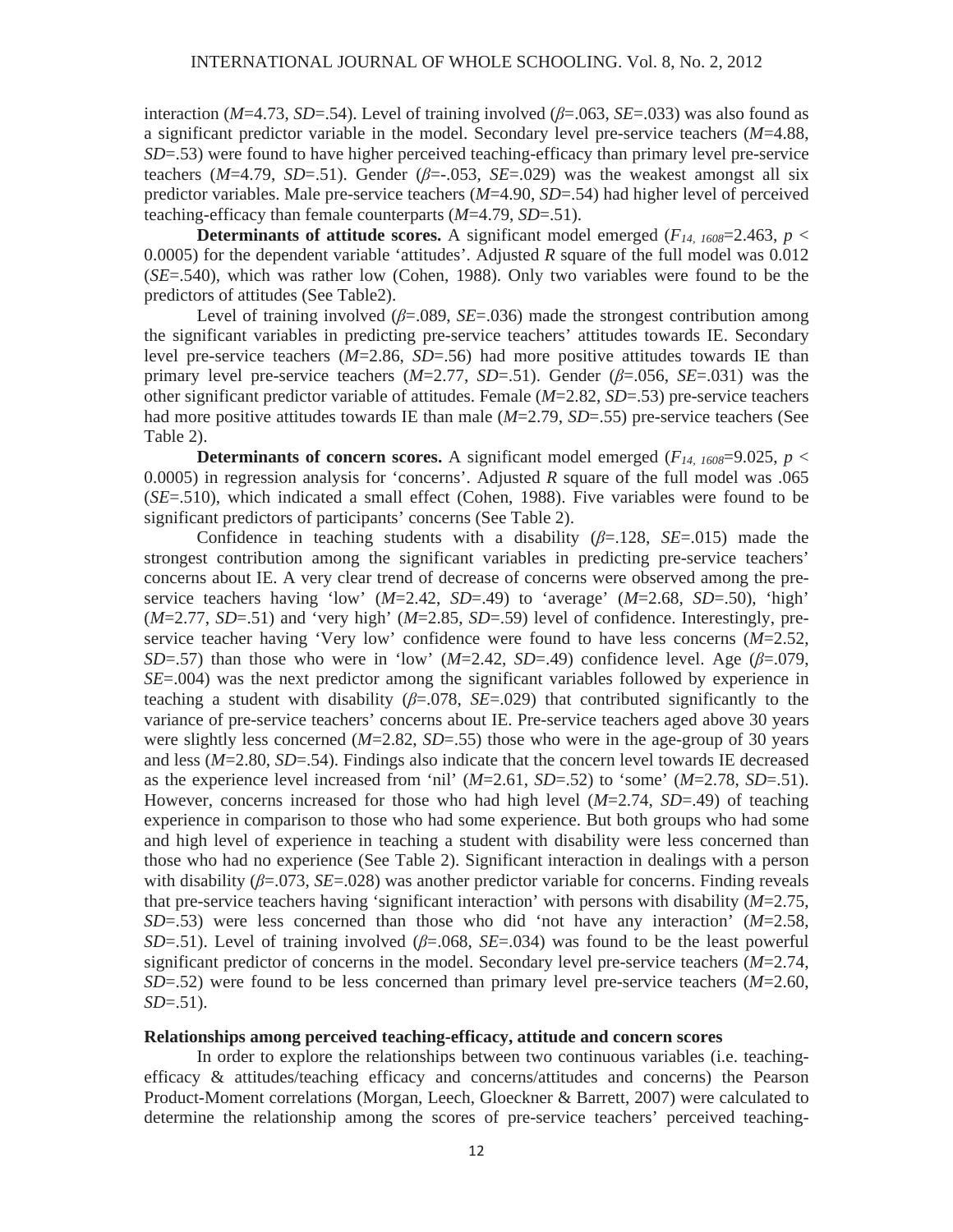interaction (*M*=4.73, *SD*=.54). Level of training involved (*β*=.063, *SE*=.033) was also found as a significant predictor variable in the model. Secondary level pre-service teachers (*M*=4.88, *SD*=.53) were found to have higher perceived teaching-efficacy than primary level pre-service teachers (*M*=4.79, *SD*=.51). Gender (*β*=-.053, *SE*=.029) was the weakest amongst all six predictor variables. Male pre-service teachers (*M*=4.90, *SD*=.54) had higher level of perceived teaching-efficacy than female counterparts (*M*=4.79, *SD*=.51).

**Determinants of attitude scores.** A significant model emerged ($F_{14,\ 1608}$=2.463, $p <$ 0.0005) for the dependent variable 'attitudes'. Adjusted *R* square of the full model was 0.012 (*SE*=.540), which was rather low (Cohen, 1988). Only two variables were found to be the predictors of attitudes (See Table2).

Level of training involved (*β*=.089, *SE*=.036) made the strongest contribution among the significant variables in predicting pre-service teachers' attitudes towards IE. Secondary level pre-service teachers (*M*=2.86, *SD*=.56) had more positive attitudes towards IE than primary level pre-service teachers (*M*=2.77, *SD*=.51). Gender (*β*=.056, *SE*=.031) was the other significant predictor variable of attitudes. Female (*M*=2.82, *SD*=.53) pre-service teachers had more positive attitudes towards IE than male (*M*=2.79, *SD*=.55) pre-service teachers (See Table 2).

**Determinants of concern scores.** A significant model emerged ($F_{14,\ 1608}$=9.025, $p <$ 0.0005) in regression analysis for 'concerns'. Adjusted *R* square of the full model was .065 (*SE*=.510), which indicated a small effect (Cohen, 1988). Five variables were found to be significant predictors of participants' concerns (See Table 2).

Confidence in teaching students with a disability (*β*=.128, *SE*=.015) made the strongest contribution among the significant variables in predicting pre-service teachers' concerns about IE. A very clear trend of decrease of concerns were observed among the pre-service teachers having 'low' (*M*=2.42, *SD*=.49) to 'average' (*M*=2.68, *SD*=.50), 'high' (*M*=2.77, *SD*=.51) and 'very high' (*M*=2.85, *SD*=.59) level of confidence. Interestingly, pre-service teacher having 'Very low' confidence were found to have less concerns (*M*=2.52, *SD*=.57) than those who were in 'low' (*M*=2.42, *SD*=.49) confidence level. Age (*β*=.079, *SE*=.004) was the next predictor among the significant variables followed by experience in teaching a student with disability (*β*=.078, *SE*=.029) that contributed significantly to the variance of pre-service teachers' concerns about IE. Pre-service teachers aged above 30 years were slightly less concerned (*M*=2.82, *SD*=.55) those who were in the age-group of 30 years and less (*M*=2.80, *SD*=.54). Findings also indicate that the concern level towards IE decreased as the experience level increased from 'nil' (*M*=2.61, *SD*=.52) to 'some' (*M*=2.78, *SD*=.51). However, concerns increased for those who had high level (*M*=2.74, *SD*=.49) of teaching experience in comparison to those who had some experience. But both groups who had some and high level of experience in teaching a student with disability were less concerned than those who had no experience (See Table 2). Significant interaction in dealings with a person with disability (*β*=.073, *SE*=.028) was another predictor variable for concerns. Finding reveals that pre-service teachers having 'significant interaction' with persons with disability (*M*=2.75, *SD*=.53) were less concerned than those who did 'not have any interaction' (*M*=2.58, *SD*=.51). Level of training involved (*β*=.068, *SE*=.034) was found to be the least powerful significant predictor of concerns in the model. Secondary level pre-service teachers (*M*=2.74, *SD*=.52) were found to be less concerned than primary level pre-service teachers (*M*=2.60, *SD*=.51).

**Relationships among perceived teaching-efficacy, attitude and concern scores**

In order to explore the relationships between two continuous variables (i.e. teaching-efficacy & attitudes/teaching efficacy and concerns/attitudes and concerns) the Pearson Product-Moment correlations (Morgan, Leech, Gloeckner & Barrett, 2007) were calculated to determine the relationship among the scores of pre-service teachers' perceived teaching-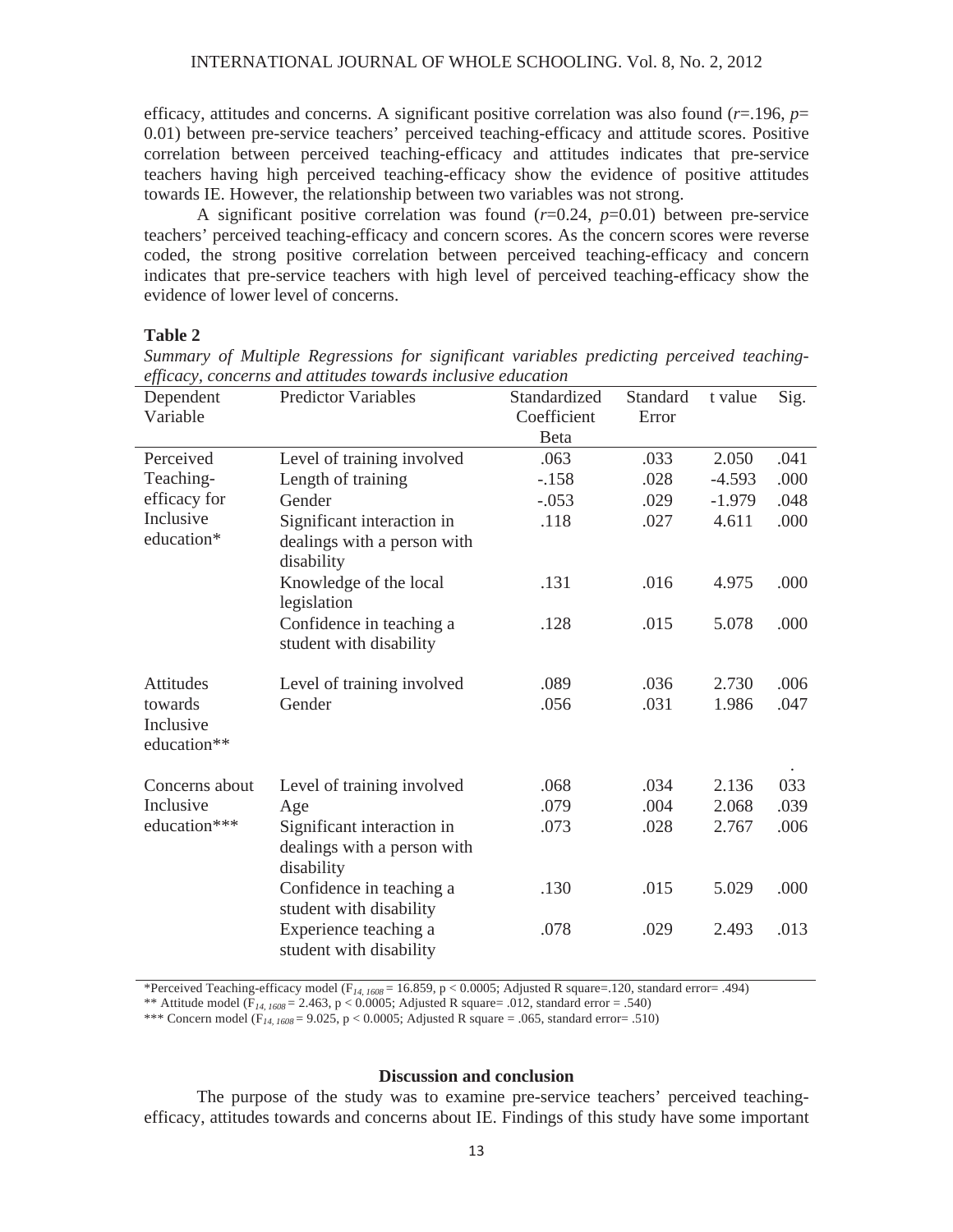efficacy, attitudes and concerns. A significant positive correlation was also found ($r$=.196, $p$= 0.01) between pre-service teachers' perceived teaching-efficacy and attitude scores. Positive correlation between perceived teaching-efficacy and attitudes indicates that pre-service teachers having high perceived teaching-efficacy show the evidence of positive attitudes towards IE. However, the relationship between two variables was not strong.

A significant positive correlation was found ($r$=0.24, $p$=0.01) between pre-service teachers' perceived teaching-efficacy and concern scores. As the concern scores were reverse coded, the strong positive correlation between perceived teaching-efficacy and concern indicates that pre-service teachers with high level of perceived teaching-efficacy show the evidence of lower level of concerns.

**Table 2**

*Summary of Multiple Regressions for significant variables predicting perceived teaching-efficacy, concerns and attitudes towards inclusive education*

| Dependent Variable | Predictor Variables | Standardized Coefficient Beta | Standard Error | t value | Sig. |
|---|---|---|---|---|---|
| Perceived Teaching-efficacy for Inclusive education* | Level of training involved | .063 | .033 | 2.050 | .041 |
| | Length of training | -.158 | .028 | -4.593 | .000 |
| | Gender | -.053 | .029 | -1.979 | .048 |
| | Significant interaction in dealings with a person with disability | .118 | .027 | 4.611 | .000 |
| | Knowledge of the local legislation | .131 | .016 | 4.975 | .000 |
| | Confidence in teaching a student with disability | .128 | .015 | 5.078 | .000 |
| Attitudes towards Inclusive education** | Level of training involved | .089 | .036 | 2.730 | .006 |
| | Gender | .056 | .031 | 1.986 | .047 |
| Concerns about Inclusive education*** | Level of training involved | .068 | .034 | 2.136 | .033 |
| | Age | .079 | .004 | 2.068 | .039 |
| | Significant interaction in dealings with a person with disability | .073 | .028 | 2.767 | .006 |
| | Confidence in teaching a student with disability | .130 | .015 | 5.029 | .000 |
| | Experience teaching a student with disability | .078 | .029 | 2.493 | .013 |

*Perceived Teaching-efficacy model ($F_{14, 1608}$ = 16.859, p < 0.0005; Adjusted R square=.120, standard error= .494)

** Attitude model ($F_{14, 1608}$ = 2.463, p < 0.0005; Adjusted R square= .012, standard error = .540)

*** Concern model ($F_{14, 1608}$ = 9.025, p < 0.0005; Adjusted R square = .065, standard error= .510)

## Discussion and conclusion

The purpose of the study was to examine pre-service teachers' perceived teaching-efficacy, attitudes towards and concerns about IE. Findings of this study have some important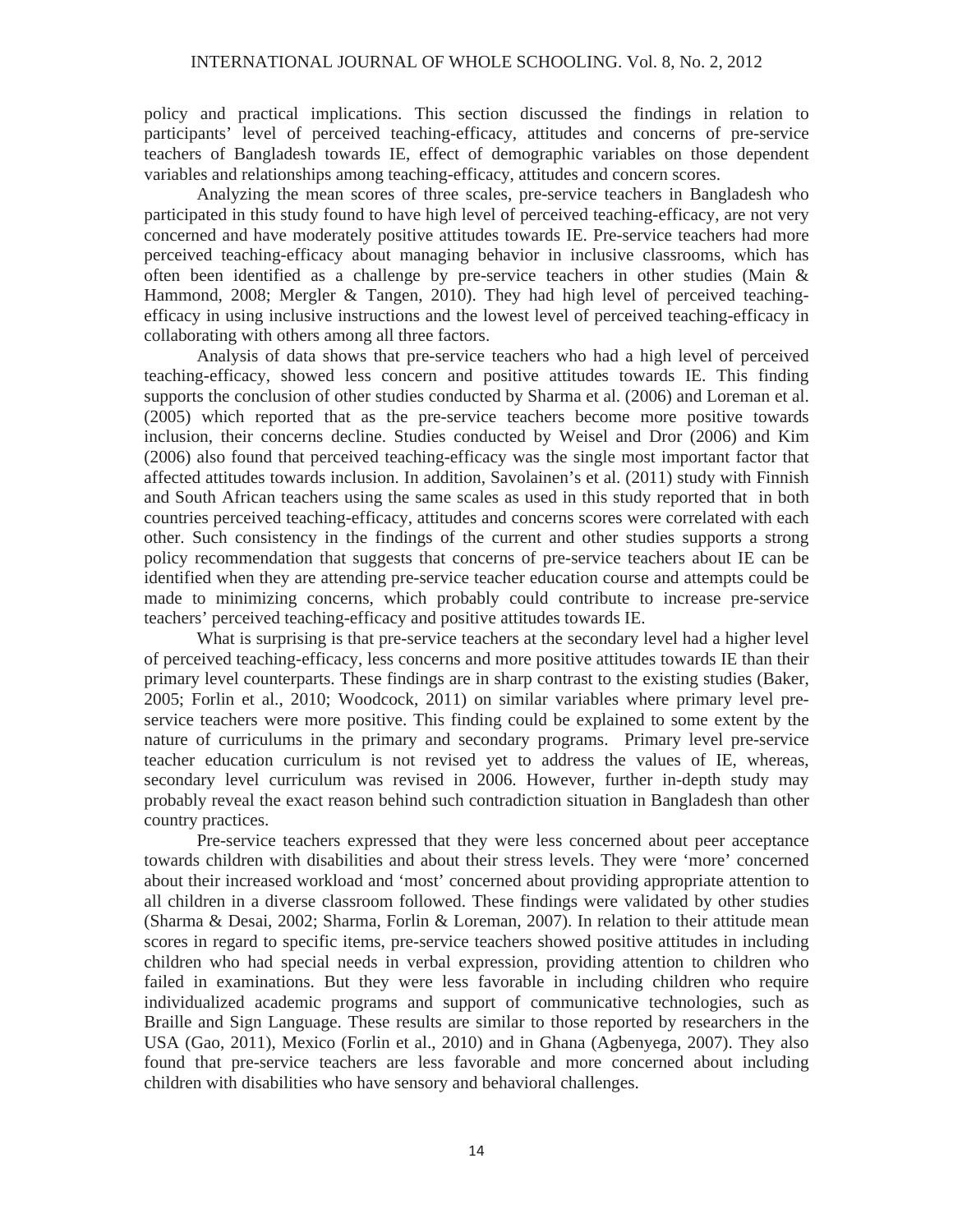policy and practical implications. This section discussed the findings in relation to participants' level of perceived teaching-efficacy, attitudes and concerns of pre-service teachers of Bangladesh towards IE, effect of demographic variables on those dependent variables and relationships among teaching-efficacy, attitudes and concern scores.

Analyzing the mean scores of three scales, pre-service teachers in Bangladesh who participated in this study found to have high level of perceived teaching-efficacy, are not very concerned and have moderately positive attitudes towards IE. Pre-service teachers had more perceived teaching-efficacy about managing behavior in inclusive classrooms, which has often been identified as a challenge by pre-service teachers in other studies (Main & Hammond, 2008; Mergler & Tangen, 2010). They had high level of perceived teaching-efficacy in using inclusive instructions and the lowest level of perceived teaching-efficacy in collaborating with others among all three factors.

Analysis of data shows that pre-service teachers who had a high level of perceived teaching-efficacy, showed less concern and positive attitudes towards IE. This finding supports the conclusion of other studies conducted by Sharma et al. (2006) and Loreman et al. (2005) which reported that as the pre-service teachers become more positive towards inclusion, their concerns decline. Studies conducted by Weisel and Dror (2006) and Kim (2006) also found that perceived teaching-efficacy was the single most important factor that affected attitudes towards inclusion. In addition, Savolainen's et al. (2011) study with Finnish and South African teachers using the same scales as used in this study reported that in both countries perceived teaching-efficacy, attitudes and concerns scores were correlated with each other. Such consistency in the findings of the current and other studies supports a strong policy recommendation that suggests that concerns of pre-service teachers about IE can be identified when they are attending pre-service teacher education course and attempts could be made to minimizing concerns, which probably could contribute to increase pre-service teachers' perceived teaching-efficacy and positive attitudes towards IE.

What is surprising is that pre-service teachers at the secondary level had a higher level of perceived teaching-efficacy, less concerns and more positive attitudes towards IE than their primary level counterparts. These findings are in sharp contrast to the existing studies (Baker, 2005; Forlin et al., 2010; Woodcock, 2011) on similar variables where primary level pre-service teachers were more positive. This finding could be explained to some extent by the nature of curriculums in the primary and secondary programs. Primary level pre-service teacher education curriculum is not revised yet to address the values of IE, whereas, secondary level curriculum was revised in 2006. However, further in-depth study may probably reveal the exact reason behind such contradiction situation in Bangladesh than other country practices.

Pre-service teachers expressed that they were less concerned about peer acceptance towards children with disabilities and about their stress levels. They were 'more' concerned about their increased workload and 'most' concerned about providing appropriate attention to all children in a diverse classroom followed. These findings were validated by other studies (Sharma & Desai, 2002; Sharma, Forlin & Loreman, 2007). In relation to their attitude mean scores in regard to specific items, pre-service teachers showed positive attitudes in including children who had special needs in verbal expression, providing attention to children who failed in examinations. But they were less favorable in including children who require individualized academic programs and support of communicative technologies, such as Braille and Sign Language. These results are similar to those reported by researchers in the USA (Gao, 2011), Mexico (Forlin et al., 2010) and in Ghana (Agbenyega, 2007). They also found that pre-service teachers are less favorable and more concerned about including children with disabilities who have sensory and behavioral challenges.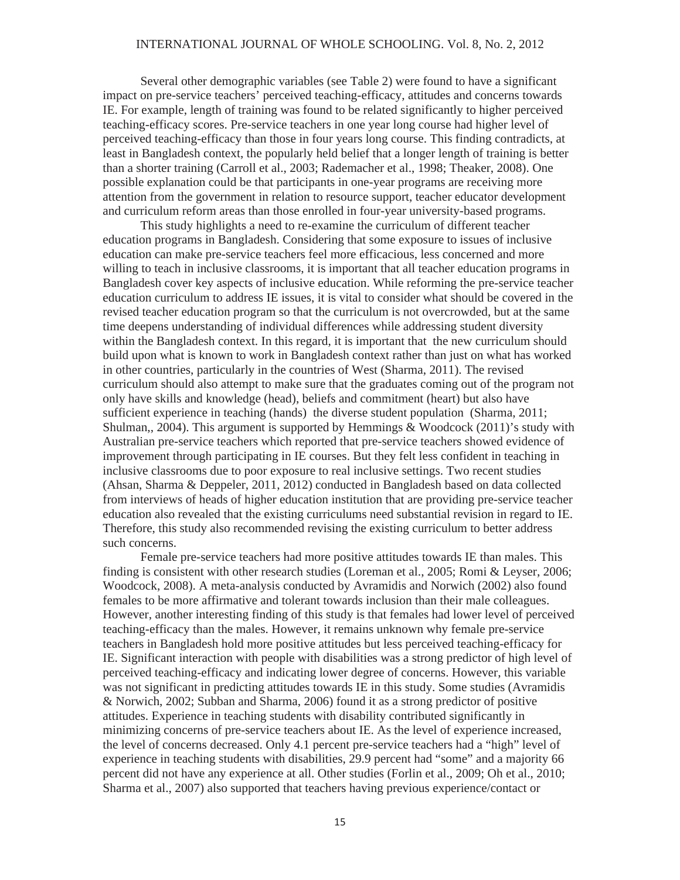Several other demographic variables (see Table 2) were found to have a significant impact on pre-service teachers' perceived teaching-efficacy, attitudes and concerns towards IE. For example, length of training was found to be related significantly to higher perceived teaching-efficacy scores. Pre-service teachers in one year long course had higher level of perceived teaching-efficacy than those in four years long course. This finding contradicts, at least in Bangladesh context, the popularly held belief that a longer length of training is better than a shorter training (Carroll et al., 2003; Rademacher et al., 1998; Theaker, 2008). One possible explanation could be that participants in one-year programs are receiving more attention from the government in relation to resource support, teacher educator development and curriculum reform areas than those enrolled in four-year university-based programs.

This study highlights a need to re-examine the curriculum of different teacher education programs in Bangladesh. Considering that some exposure to issues of inclusive education can make pre-service teachers feel more efficacious, less concerned and more willing to teach in inclusive classrooms, it is important that all teacher education programs in Bangladesh cover key aspects of inclusive education. While reforming the pre-service teacher education curriculum to address IE issues, it is vital to consider what should be covered in the revised teacher education program so that the curriculum is not overcrowded, but at the same time deepens understanding of individual differences while addressing student diversity within the Bangladesh context. In this regard, it is important that the new curriculum should build upon what is known to work in Bangladesh context rather than just on what has worked in other countries, particularly in the countries of West (Sharma, 2011). The revised curriculum should also attempt to make sure that the graduates coming out of the program not only have skills and knowledge (head), beliefs and commitment (heart) but also have sufficient experience in teaching (hands) the diverse student population (Sharma, 2011; Shulman,, 2004). This argument is supported by Hemmings & Woodcock (2011)'s study with Australian pre-service teachers which reported that pre-service teachers showed evidence of improvement through participating in IE courses. But they felt less confident in teaching in inclusive classrooms due to poor exposure to real inclusive settings. Two recent studies (Ahsan, Sharma & Deppeler, 2011, 2012) conducted in Bangladesh based on data collected from interviews of heads of higher education institution that are providing pre-service teacher education also revealed that the existing curriculums need substantial revision in regard to IE. Therefore, this study also recommended revising the existing curriculum to better address such concerns.

Female pre-service teachers had more positive attitudes towards IE than males. This finding is consistent with other research studies (Loreman et al., 2005; Romi & Leyser, 2006; Woodcock, 2008). A meta-analysis conducted by Avramidis and Norwich (2002) also found females to be more affirmative and tolerant towards inclusion than their male colleagues. However, another interesting finding of this study is that females had lower level of perceived teaching-efficacy than the males. However, it remains unknown why female pre-service teachers in Bangladesh hold more positive attitudes but less perceived teaching-efficacy for IE. Significant interaction with people with disabilities was a strong predictor of high level of perceived teaching-efficacy and indicating lower degree of concerns. However, this variable was not significant in predicting attitudes towards IE in this study. Some studies (Avramidis & Norwich, 2002; Subban and Sharma, 2006) found it as a strong predictor of positive attitudes. Experience in teaching students with disability contributed significantly in minimizing concerns of pre-service teachers about IE. As the level of experience increased, the level of concerns decreased. Only 4.1 percent pre-service teachers had a "high" level of experience in teaching students with disabilities, 29.9 percent had "some" and a majority 66 percent did not have any experience at all. Other studies (Forlin et al., 2009; Oh et al., 2010; Sharma et al., 2007) also supported that teachers having previous experience/contact or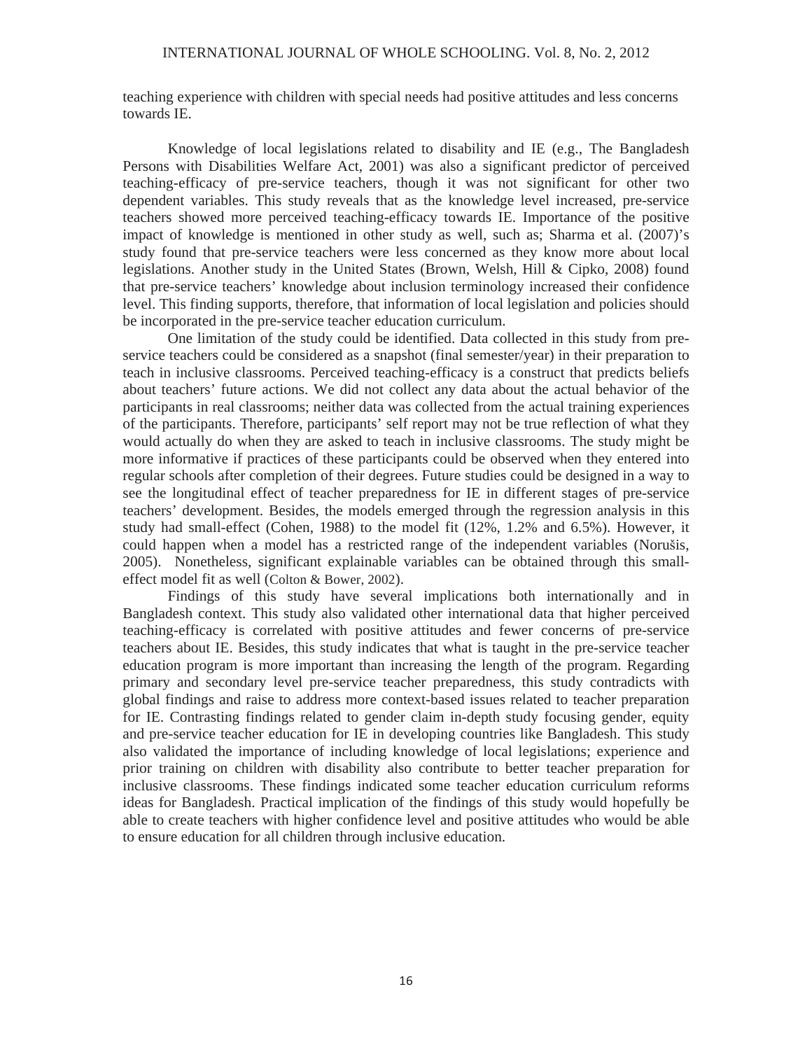teaching experience with children with special needs had positive attitudes and less concerns towards IE.

Knowledge of local legislations related to disability and IE (e.g., The Bangladesh Persons with Disabilities Welfare Act, 2001) was also a significant predictor of perceived teaching-efficacy of pre-service teachers, though it was not significant for other two dependent variables. This study reveals that as the knowledge level increased, pre-service teachers showed more perceived teaching-efficacy towards IE. Importance of the positive impact of knowledge is mentioned in other study as well, such as; Sharma et al. (2007)'s study found that pre-service teachers were less concerned as they know more about local legislations. Another study in the United States (Brown, Welsh, Hill & Cipko, 2008) found that pre-service teachers' knowledge about inclusion terminology increased their confidence level. This finding supports, therefore, that information of local legislation and policies should be incorporated in the pre-service teacher education curriculum.

One limitation of the study could be identified. Data collected in this study from pre-service teachers could be considered as a snapshot (final semester/year) in their preparation to teach in inclusive classrooms. Perceived teaching-efficacy is a construct that predicts beliefs about teachers' future actions. We did not collect any data about the actual behavior of the participants in real classrooms; neither data was collected from the actual training experiences of the participants. Therefore, participants' self report may not be true reflection of what they would actually do when they are asked to teach in inclusive classrooms. The study might be more informative if practices of these participants could be observed when they entered into regular schools after completion of their degrees. Future studies could be designed in a way to see the longitudinal effect of teacher preparedness for IE in different stages of pre-service teachers' development. Besides, the models emerged through the regression analysis in this study had small-effect (Cohen, 1988) to the model fit (12%, 1.2% and 6.5%). However, it could happen when a model has a restricted range of the independent variables (Norušis, 2005). Nonetheless, significant explainable variables can be obtained through this small-effect model fit as well (Colton & Bower, 2002).

Findings of this study have several implications both internationally and in Bangladesh context. This study also validated other international data that higher perceived teaching-efficacy is correlated with positive attitudes and fewer concerns of pre-service teachers about IE. Besides, this study indicates that what is taught in the pre-service teacher education program is more important than increasing the length of the program. Regarding primary and secondary level pre-service teacher preparedness, this study contradicts with global findings and raise to address more context-based issues related to teacher preparation for IE. Contrasting findings related to gender claim in-depth study focusing gender, equity and pre-service teacher education for IE in developing countries like Bangladesh. This study also validated the importance of including knowledge of local legislations; experience and prior training on children with disability also contribute to better teacher preparation for inclusive classrooms. These findings indicated some teacher education curriculum reforms ideas for Bangladesh. Practical implication of the findings of this study would hopefully be able to create teachers with higher confidence level and positive attitudes who would be able to ensure education for all children through inclusive education.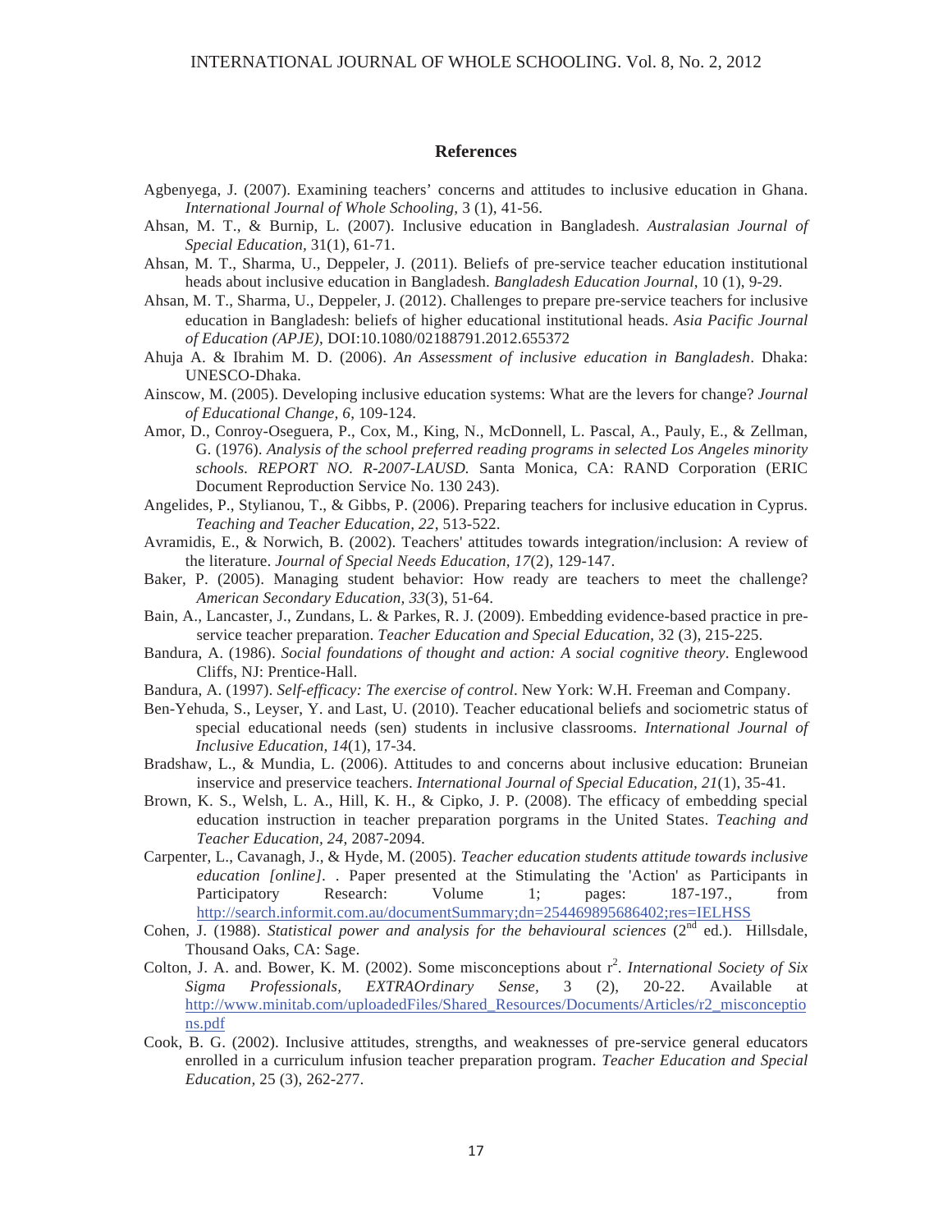## References

Agbenyega, J. (2007). Examining teachers' concerns and attitudes to inclusive education in Ghana. *International Journal of Whole Schooling,* 3 (1), 41-56.

Ahsan, M. T., & Burnip, L. (2007). Inclusive education in Bangladesh. *Australasian Journal of Special Education,* 31(1), 61-71.

Ahsan, M. T., Sharma, U., Deppeler, J. (2011). Beliefs of pre-service teacher education institutional heads about inclusive education in Bangladesh. *Bangladesh Education Journal*, 10 (1), 9-29.

Ahsan, M. T., Sharma, U., Deppeler, J. (2012). Challenges to prepare pre-service teachers for inclusive education in Bangladesh: beliefs of higher educational institutional heads. *Asia Pacific Journal of Education (APJE)*, DOI:10.1080/02188791.2012.655372

Ahuja A. & Ibrahim M. D. (2006). *An Assessment of inclusive education in Bangladesh*. Dhaka: UNESCO-Dhaka.

Ainscow, M. (2005). Developing inclusive education systems: What are the levers for change? *Journal of Educational Change, 6*, 109-124.

Amor, D., Conroy-Oseguera, P., Cox, M., King, N., McDonnell, L. Pascal, A., Pauly, E., & Zellman, G. (1976). *Analysis of the school preferred reading programs in selected Los Angeles minority schools. REPORT NO. R-2007-LAUSD.* Santa Monica, CA: RAND Corporation (ERIC Document Reproduction Service No. 130 243).

Angelides, P., Stylianou, T., & Gibbs, P. (2006). Preparing teachers for inclusive education in Cyprus. *Teaching and Teacher Education, 22*, 513-522.

Avramidis, E., & Norwich, B. (2002). Teachers' attitudes towards integration/inclusion: A review of the literature. *Journal of Special Needs Education, 17*(2), 129-147.

Baker, P. (2005). Managing student behavior: How ready are teachers to meet the challenge? *American Secondary Education, 33*(3), 51-64.

Bain, A., Lancaster, J., Zundans, L. & Parkes, R. J. (2009). Embedding evidence-based practice in pre-service teacher preparation. *Teacher Education and Special Education*, 32 (3), 215-225.

Bandura, A. (1986). *Social foundations of thought and action: A social cognitive theory*. Englewood Cliffs, NJ: Prentice-Hall.

Bandura, A. (1997). *Self-efficacy: The exercise of control*. New York: W.H. Freeman and Company.

Ben-Yehuda, S., Leyser, Y. and Last, U. (2010). Teacher educational beliefs and sociometric status of special educational needs (sen) students in inclusive classrooms. *International Journal of Inclusive Education, 14*(1), 17-34.

Bradshaw, L., & Mundia, L. (2006). Attitudes to and concerns about inclusive education: Bruneian inservice and preservice teachers. *International Journal of Special Education, 21*(1), 35-41.

Brown, K. S., Welsh, L. A., Hill, K. H., & Cipko, J. P. (2008). The efficacy of embedding special education instruction in teacher preparation porgrams in the United States. *Teaching and Teacher Education, 24*, 2087-2094.

Carpenter, L., Cavanagh, J., & Hyde, M. (2005). *Teacher education students attitude towards inclusive education [online]*. . Paper presented at the Stimulating the 'Action' as Participants in Participatory Research: Volume 1; pages: 187-197., from http://search.informit.com.au/documentSummary;dn=254469895686402;res=IELHSS

Cohen, J. (1988). *Statistical power and analysis for the behavioural sciences* (2nd ed.). Hillsdale, Thousand Oaks, CA: Sage.

Colton, J. A. and. Bower, K. M. (2002). Some misconceptions about $r^2$. *International Society of Six Sigma Professionals, EXTRAOrdinary Sense,* 3 (2), 20-22. Available at http://www.minitab.com/uploadedFiles/Shared_Resources/Documents/Articles/r2_misconceptions.pdf

Cook, B. G. (2002). Inclusive attitudes, strengths, and weaknesses of pre-service general educators enrolled in a curriculum infusion teacher preparation program. *Teacher Education and Special Education*, 25 (3), 262-277.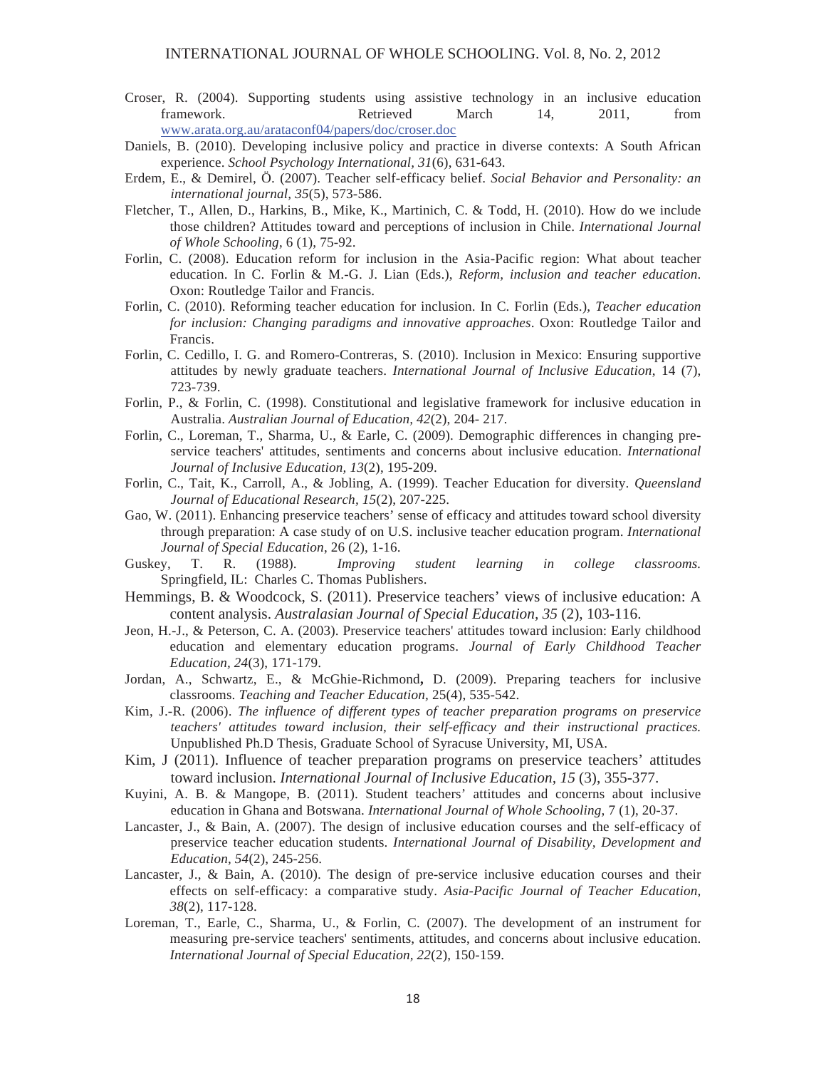Croser, R. (2004). Supporting students using assistive technology in an inclusive education framework. Retrieved March 14, 2011, from www.arata.org.au/arataconf04/papers/doc/croser.doc

Daniels, B. (2010). Developing inclusive policy and practice in diverse contexts: A South African experience. *School Psychology International, 31*(6), 631-643.

Erdem, E., & Demirel, Ö. (2007). Teacher self-efficacy belief. *Social Behavior and Personality: an international journal, 35*(5), 573-586.

Fletcher, T., Allen, D., Harkins, B., Mike, K., Martinich, C. & Todd, H. (2010). How do we include those children? Attitudes toward and perceptions of inclusion in Chile. *International Journal of Whole Schooling*, 6 (1), 75-92.

Forlin, C. (2008). Education reform for inclusion in the Asia-Pacific region: What about teacher education. In C. Forlin & M.-G. J. Lian (Eds.), *Reform, inclusion and teacher education*. Oxon: Routledge Tailor and Francis.

Forlin, C. (2010). Reforming teacher education for inclusion. In C. Forlin (Eds.), *Teacher education for inclusion: Changing paradigms and innovative approaches*. Oxon: Routledge Tailor and Francis.

Forlin, C. Cedillo, I. G. and Romero-Contreras, S. (2010). Inclusion in Mexico: Ensuring supportive attitudes by newly graduate teachers. *International Journal of Inclusive Education*, 14 (7), 723-739.

Forlin, P., & Forlin, C. (1998). Constitutional and legislative framework for inclusive education in Australia. *Australian Journal of Education, 42*(2), 204- 217.

Forlin, C., Loreman, T., Sharma, U., & Earle, C. (2009). Demographic differences in changing pre-service teachers' attitudes, sentiments and concerns about inclusive education. *International Journal of Inclusive Education, 13*(2), 195-209.

Forlin, C., Tait, K., Carroll, A., & Jobling, A. (1999). Teacher Education for diversity. *Queensland Journal of Educational Research*, *15*(2), 207-225.

Gao, W. (2011). Enhancing preservice teachers' sense of efficacy and attitudes toward school diversity through preparation: A case study of on U.S. inclusive teacher education program. *International Journal of Special Education*, 26 (2), 1-16.

Guskey, T. R. (1988). *Improving student learning in college classrooms.* Springfield, IL: Charles C. Thomas Publishers.

Hemmings, B. & Woodcock, S. (2011). Preservice teachers' views of inclusive education: A content analysis. *Australasian Journal of Special Education*, *35* (2), 103-116.

Jeon, H.-J., & Peterson, C. A. (2003). Preservice teachers' attitudes toward inclusion: Early childhood education and elementary education programs. *Journal of Early Childhood Teacher Education, 24*(3), 171-179.

Jordan, A., Schwartz, E., & McGhie-Richmond**,** D. (2009). Preparing teachers for inclusive classrooms. *Teaching and Teacher Education*, 25(4), 535-542.

Kim, J.-R. (2006). *The influence of different types of teacher preparation programs on preservice teachers' attitudes toward inclusion, their self-efficacy and their instructional practices.* Unpublished Ph.D Thesis, Graduate School of Syracuse University, MI, USA.

Kim, J (2011). Influence of teacher preparation programs on preservice teachers' attitudes toward inclusion. *International Journal of Inclusive Education, 15* (3), 355-377.

Kuyini, A. B. & Mangope, B. (2011). Student teachers' attitudes and concerns about inclusive education in Ghana and Botswana. *International Journal of Whole Schooling,* 7 (1), 20-37.

Lancaster, J., & Bain, A. (2007). The design of inclusive education courses and the self-efficacy of preservice teacher education students. *International Journal of Disability, Development and Education, 54*(2), 245-256.

Lancaster, J., & Bain, A. (2010). The design of pre-service inclusive education courses and their effects on self-efficacy: a comparative study. *Asia-Pacific Journal of Teacher Education, 38*(2), 117-128.

Loreman, T., Earle, C., Sharma, U., & Forlin, C. (2007). The development of an instrument for measuring pre-service teachers' sentiments, attitudes, and concerns about inclusive education. *International Journal of Special Education, 22*(2), 150-159.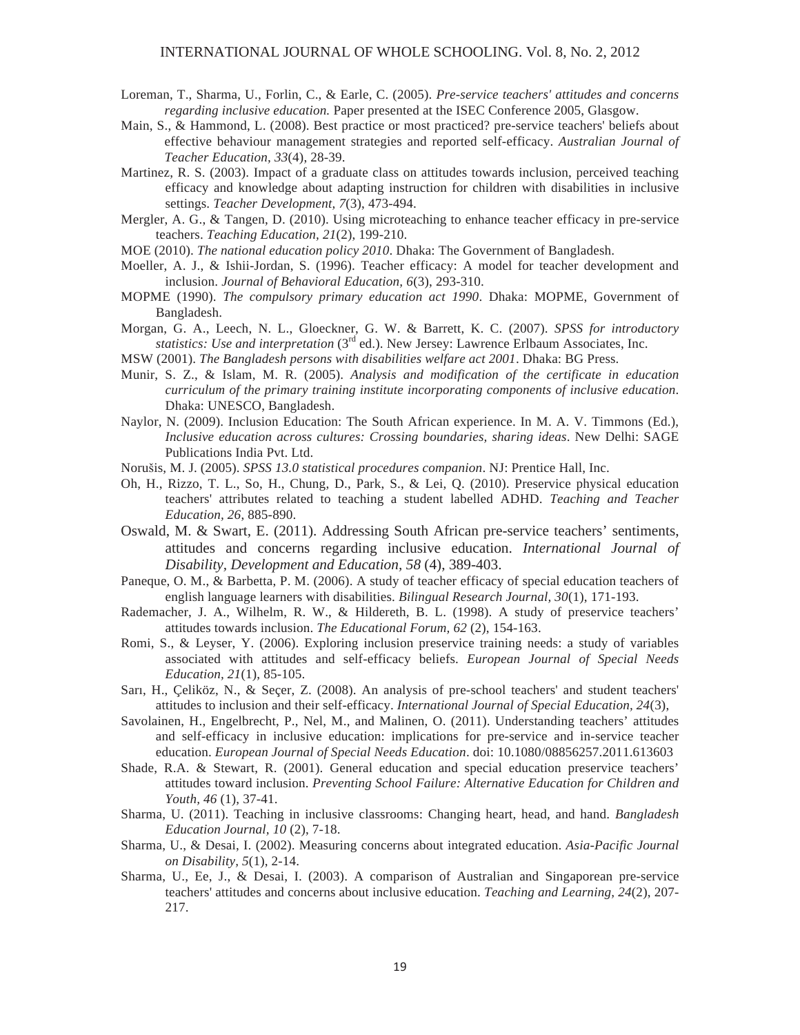Loreman, T., Sharma, U., Forlin, C., & Earle, C. (2005). *Pre-service teachers' attitudes and concerns regarding inclusive education.* Paper presented at the ISEC Conference 2005, Glasgow.

Main, S., & Hammond, L. (2008). Best practice or most practiced? pre-service teachers' beliefs about effective behaviour management strategies and reported self-efficacy. *Australian Journal of Teacher Education, 33*(4), 28-39.

Martinez, R. S. (2003). Impact of a graduate class on attitudes towards inclusion, perceived teaching efficacy and knowledge about adapting instruction for children with disabilities in inclusive settings. *Teacher Development, 7*(3), 473-494.

Mergler, A. G., & Tangen, D. (2010). Using microteaching to enhance teacher efficacy in pre-service teachers. *Teaching Education, 21*(2), 199-210.

MOE (2010). *The national education policy 2010*. Dhaka: The Government of Bangladesh.

Moeller, A. J., & Ishii-Jordan, S. (1996). Teacher efficacy: A model for teacher development and inclusion. *Journal of Behavioral Education, 6*(3), 293-310.

MOPME (1990). *The compulsory primary education act 1990*. Dhaka: MOPME, Government of Bangladesh.

Morgan, G. A., Leech, N. L., Gloeckner, G. W. & Barrett, K. C. (2007). *SPSS for introductory statistics: Use and interpretation* (3rd ed.). New Jersey: Lawrence Erlbaum Associates, Inc.

MSW (2001). *The Bangladesh persons with disabilities welfare act 2001*. Dhaka: BG Press.

Munir, S. Z., & Islam, M. R. (2005). *Analysis and modification of the certificate in education curriculum of the primary training institute incorporating components of inclusive education*. Dhaka: UNESCO, Bangladesh.

Naylor, N. (2009). Inclusion Education: The South African experience. In M. A. V. Timmons (Ed.), *Inclusive education across cultures: Crossing boundaries, sharing ideas*. New Delhi: SAGE Publications India Pvt. Ltd.

Norušis, M. J. (2005). *SPSS 13.0 statistical procedures companion*. NJ: Prentice Hall, Inc.

Oh, H., Rizzo, T. L., So, H., Chung, D., Park, S., & Lei, Q. (2010). Preservice physical education teachers' attributes related to teaching a student labelled ADHD. *Teaching and Teacher Education, 26*, 885-890.

Oswald, M. & Swart, E. (2011). Addressing South African pre-service teachers' sentiments, attitudes and concerns regarding inclusive education. *International Journal of Disability, Development and Education, 58* (4), 389-403.

Paneque, O. M., & Barbetta, P. M. (2006). A study of teacher efficacy of special education teachers of english language learners with disabilities. *Bilingual Research Journal, 30*(1), 171-193.

Rademacher, J. A., Wilhelm, R. W., & Hildereth, B. L. (1998). A study of preservice teachers' attitudes towards inclusion. *The Educational Forum, 62* (2), 154-163.

Romi, S., & Leyser, Y. (2006). Exploring inclusion preservice training needs: a study of variables associated with attitudes and self-efficacy beliefs. *European Journal of Special Needs Education, 21*(1), 85-105.

Sarı, H., Çeliköz, N., & Seçer, Z. (2008). An analysis of pre-school teachers' and student teachers' attitudes to inclusion and their self-efficacy. *International Journal of Special Education, 24*(3),

Savolainen, H., Engelbrecht, P., Nel, M., and Malinen, O. (2011). Understanding teachers' attitudes and self-efficacy in inclusive education: implications for pre-service and in-service teacher education. *European Journal of Special Needs Education*. doi: 10.1080/08856257.2011.613603

Shade, R.A. & Stewart, R. (2001). General education and special education preservice teachers' attitudes toward inclusion. *Preventing School Failure: Alternative Education for Children and Youth, 46* (1), 37-41.

Sharma, U. (2011). Teaching in inclusive classrooms: Changing heart, head, and hand. *Bangladesh Education Journal, 10* (2), 7-18.

Sharma, U., & Desai, I. (2002). Measuring concerns about integrated education. *Asia-Pacific Journal on Disability, 5*(1), 2-14.

Sharma, U., Ee, J., & Desai, I. (2003). A comparison of Australian and Singaporean pre-service teachers' attitudes and concerns about inclusive education. *Teaching and Learning, 24*(2), 207-217.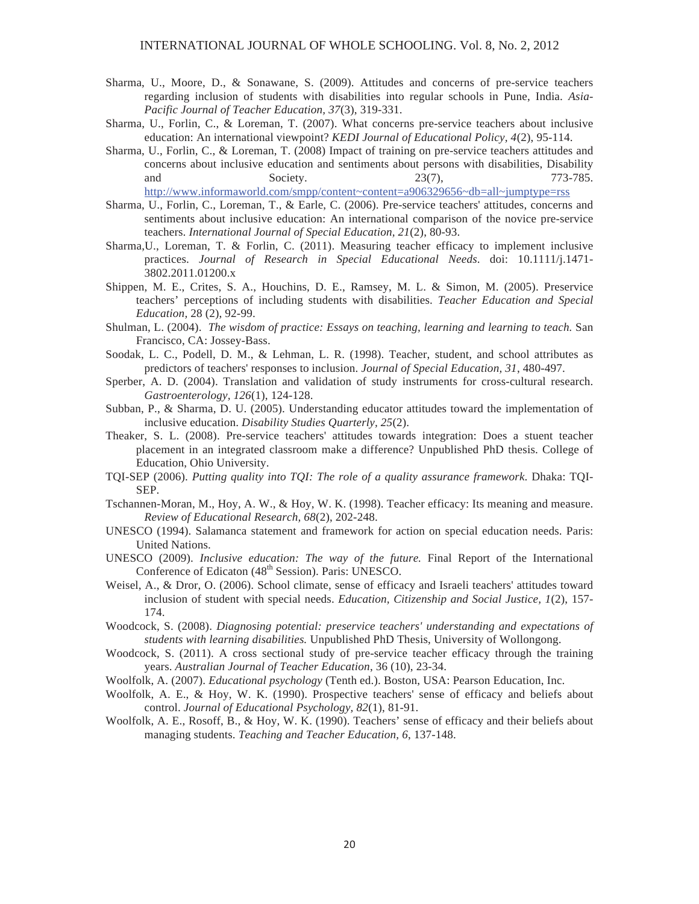Sharma, U., Moore, D., & Sonawane, S. (2009). Attitudes and concerns of pre-service teachers regarding inclusion of students with disabilities into regular schools in Pune, India. *Asia-Pacific Journal of Teacher Education, 37*(3), 319-331.

Sharma, U., Forlin, C., & Loreman, T. (2007). What concerns pre-service teachers about inclusive education: An international viewpoint? *KEDI Journal of Educational Policy, 4*(2), 95-114.

Sharma, U., Forlin, C., & Loreman, T. (2008) Impact of training on pre-service teachers attitudes and concerns about inclusive education and sentiments about persons with disabilities, Disability and Society. 23(7), 773-785. http://www.informaworld.com/smpp/content~content=a906329656~db=all~jumptype=rss

Sharma, U., Forlin, C., Loreman, T., & Earle, C. (2006). Pre-service teachers' attitudes, concerns and sentiments about inclusive education: An international comparison of the novice pre-service teachers. *International Journal of Special Education, 21*(2), 80-93.

Sharma,U., Loreman, T. & Forlin, C. (2011). Measuring teacher efficacy to implement inclusive practices. *Journal of Research in Special Educational Needs*. doi: 10.1111/j.1471-3802.2011.01200.x

Shippen, M. E., Crites, S. A., Houchins, D. E., Ramsey, M. L. & Simon, M. (2005). Preservice teachers' perceptions of including students with disabilities. *Teacher Education and Special Education,* 28 (2), 92-99.

Shulman, L. (2004). *The wisdom of practice: Essays on teaching, learning and learning to teach.* San Francisco, CA: Jossey-Bass.

Soodak, L. C., Podell, D. M., & Lehman, L. R. (1998). Teacher, student, and school attributes as predictors of teachers' responses to inclusion. *Journal of Special Education, 31*, 480-497.

Sperber, A. D. (2004). Translation and validation of study instruments for cross-cultural research. *Gastroenterology, 126*(1), 124-128.

Subban, P., & Sharma, D. U. (2005). Understanding educator attitudes toward the implementation of inclusive education. *Disability Studies Quarterly, 25*(2).

Theaker, S. L. (2008). Pre-service teachers' attitudes towards integration: Does a stuent teacher placement in an integrated classroom make a difference? Unpublished PhD thesis. College of Education, Ohio University.

TQI-SEP (2006). *Putting quality into TQI: The role of a quality assurance framework.* Dhaka: TQI-SEP.

Tschannen-Moran, M., Hoy, A. W., & Hoy, W. K. (1998). Teacher efficacy: Its meaning and measure. *Review of Educational Research, 68*(2), 202-248.

UNESCO (1994). Salamanca statement and framework for action on special education needs. Paris: United Nations.

UNESCO (2009). *Inclusive education: The way of the future.* Final Report of the International Conference of Edicaton (48th Session). Paris: UNESCO.

Weisel, A., & Dror, O. (2006). School climate, sense of efficacy and Israeli teachers' attitudes toward inclusion of student with special needs. *Education, Citizenship and Social Justice, 1*(2), 157-174.

Woodcock, S. (2008). *Diagnosing potential: preservice teachers' understanding and expectations of students with learning disabilities.* Unpublished PhD Thesis, University of Wollongong.

Woodcock, S. (2011). A cross sectional study of pre-service teacher efficacy through the training years. *Australian Journal of Teacher Education*, 36 (10), 23-34.

Woolfolk, A. (2007). *Educational psychology* (Tenth ed.). Boston, USA: Pearson Education, Inc.

Woolfolk, A. E., & Hoy, W. K. (1990). Prospective teachers' sense of efficacy and beliefs about control. *Journal of Educational Psychology, 82*(1), 81-91.

Woolfolk, A. E., Rosoff, B., & Hoy, W. K. (1990). Teachers' sense of efficacy and their beliefs about managing students. *Teaching and Teacher Education, 6*, 137-148.